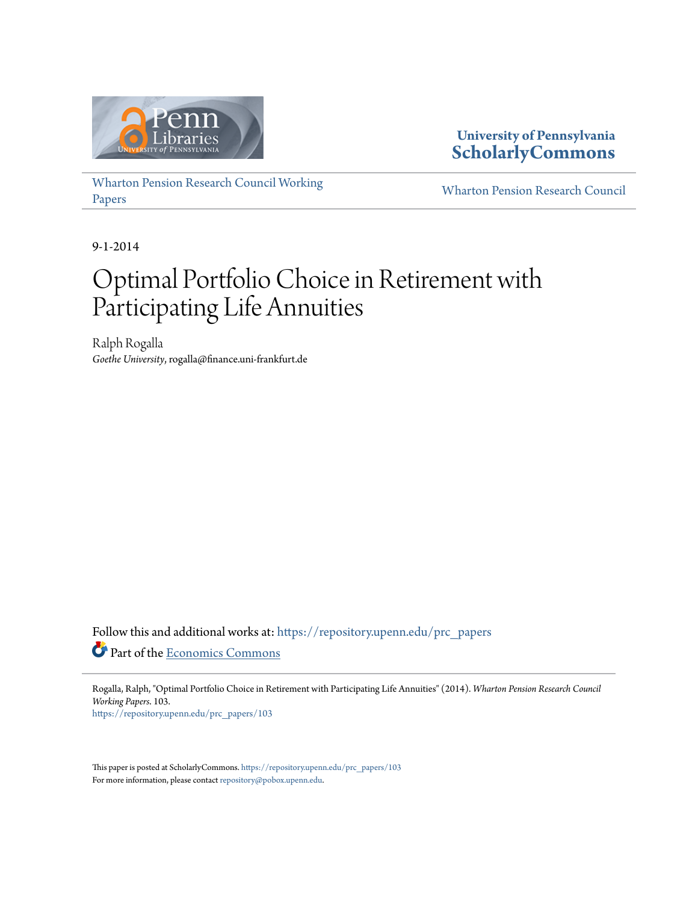University of Pennsylvania
**ScholarlyCommons**

Wharton Pension Research Council Working Papers | Wharton Pension Research Council

9-1-2014

# Optimal Portfolio Choice in Retirement with Participating Life Annuities

Ralph Rogalla
*Goethe University*, rogalla@finance.uni-frankfurt.de

Follow this and additional works at: https://repository.upenn.edu/prc_papers

Part of the Economics Commons

Rogalla, Ralph, "Optimal Portfolio Choice in Retirement with Participating Life Annuities" (2014). *Wharton Pension Research Council Working Papers*. 103.
https://repository.upenn.edu/prc_papers/103

This paper is posted at ScholarlyCommons. https://repository.upenn.edu/prc_papers/103
For more information, please contact repository@pobox.upenn.edu.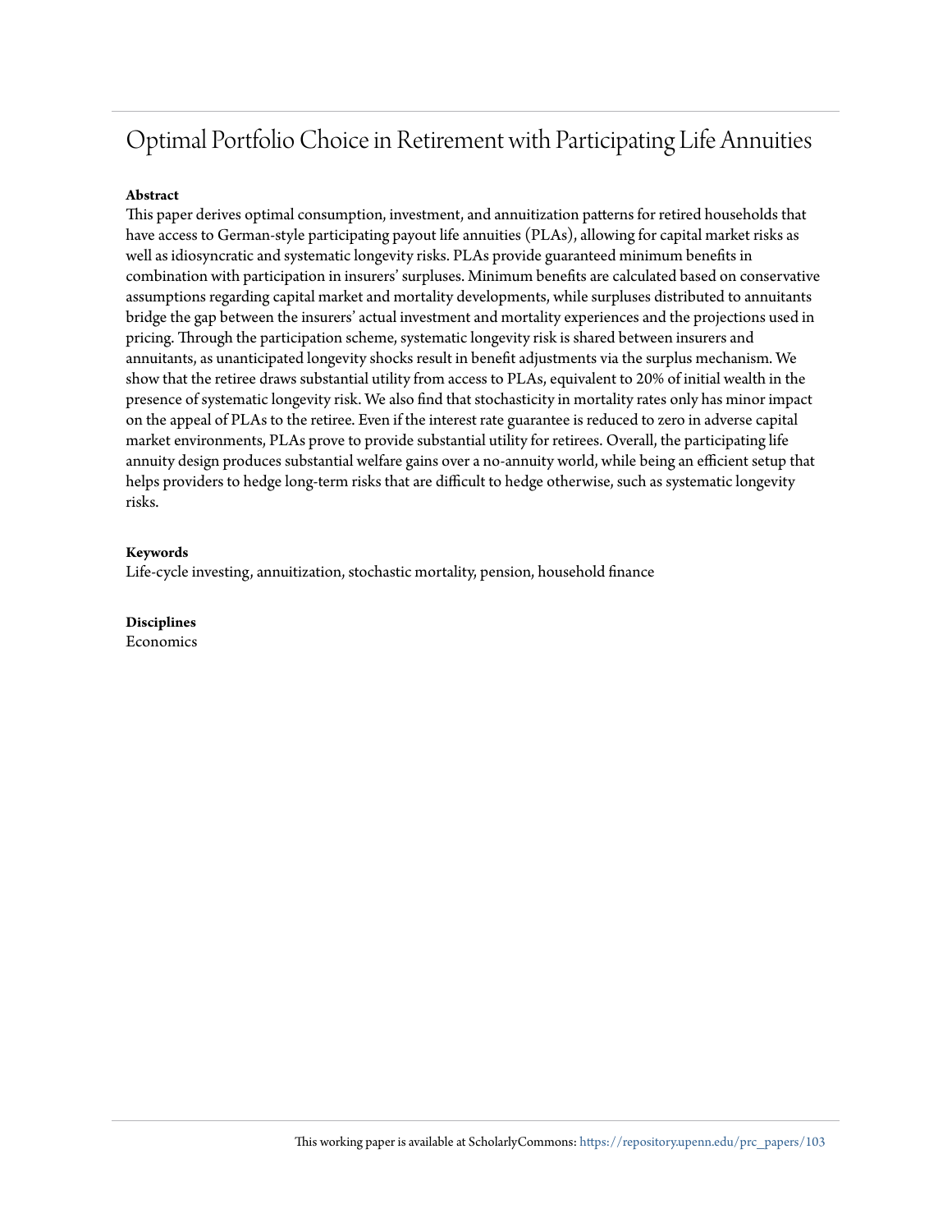# Optimal Portfolio Choice in Retirement with Participating Life Annuities

**Abstract**

This paper derives optimal consumption, investment, and annuitization patterns for retired households that have access to German-style participating payout life annuities (PLAs), allowing for capital market risks as well as idiosyncratic and systematic longevity risks. PLAs provide guaranteed minimum benefits in combination with participation in insurers' surpluses. Minimum benefits are calculated based on conservative assumptions regarding capital market and mortality developments, while surpluses distributed to annuitants bridge the gap between the insurers' actual investment and mortality experiences and the projections used in pricing. Through the participation scheme, systematic longevity risk is shared between insurers and annuitants, as unanticipated longevity shocks result in benefit adjustments via the surplus mechanism. We show that the retiree draws substantial utility from access to PLAs, equivalent to 20% of initial wealth in the presence of systematic longevity risk. We also find that stochasticity in mortality rates only has minor impact on the appeal of PLAs to the retiree. Even if the interest rate guarantee is reduced to zero in adverse capital market environments, PLAs prove to provide substantial utility for retirees. Overall, the participating life annuity design produces substantial welfare gains over a no-annuity world, while being an efficient setup that helps providers to hedge long-term risks that are difficult to hedge otherwise, such as systematic longevity risks.

**Keywords**

Life-cycle investing, annuitization, stochastic mortality, pension, household finance

**Disciplines**

Economics

This working paper is available at ScholarlyCommons: https://repository.upenn.edu/prc_papers/103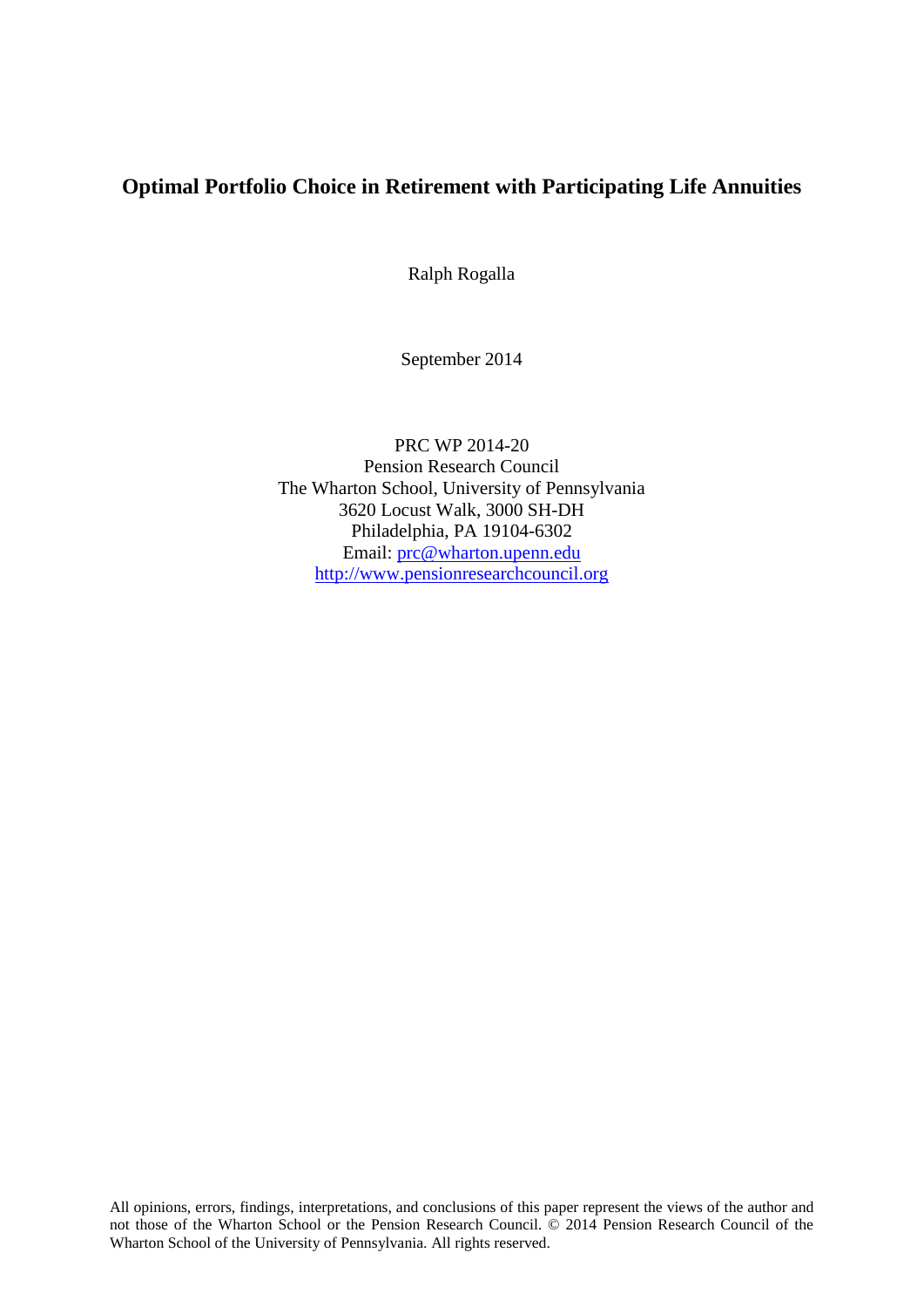# Optimal Portfolio Choice in Retirement with Participating Life Annuities

Ralph Rogalla

September 2014

PRC WP 2014-20
Pension Research Council
The Wharton School, University of Pennsylvania
3620 Locust Walk, 3000 SH-DH
Philadelphia, PA 19104-6302
Email: prc@wharton.upenn.edu
http://www.pensionresearchcouncil.org

All opinions, errors, findings, interpretations, and conclusions of this paper represent the views of the author and not those of the Wharton School or the Pension Research Council. © 2014 Pension Research Council of the Wharton School of the University of Pennsylvania. All rights reserved.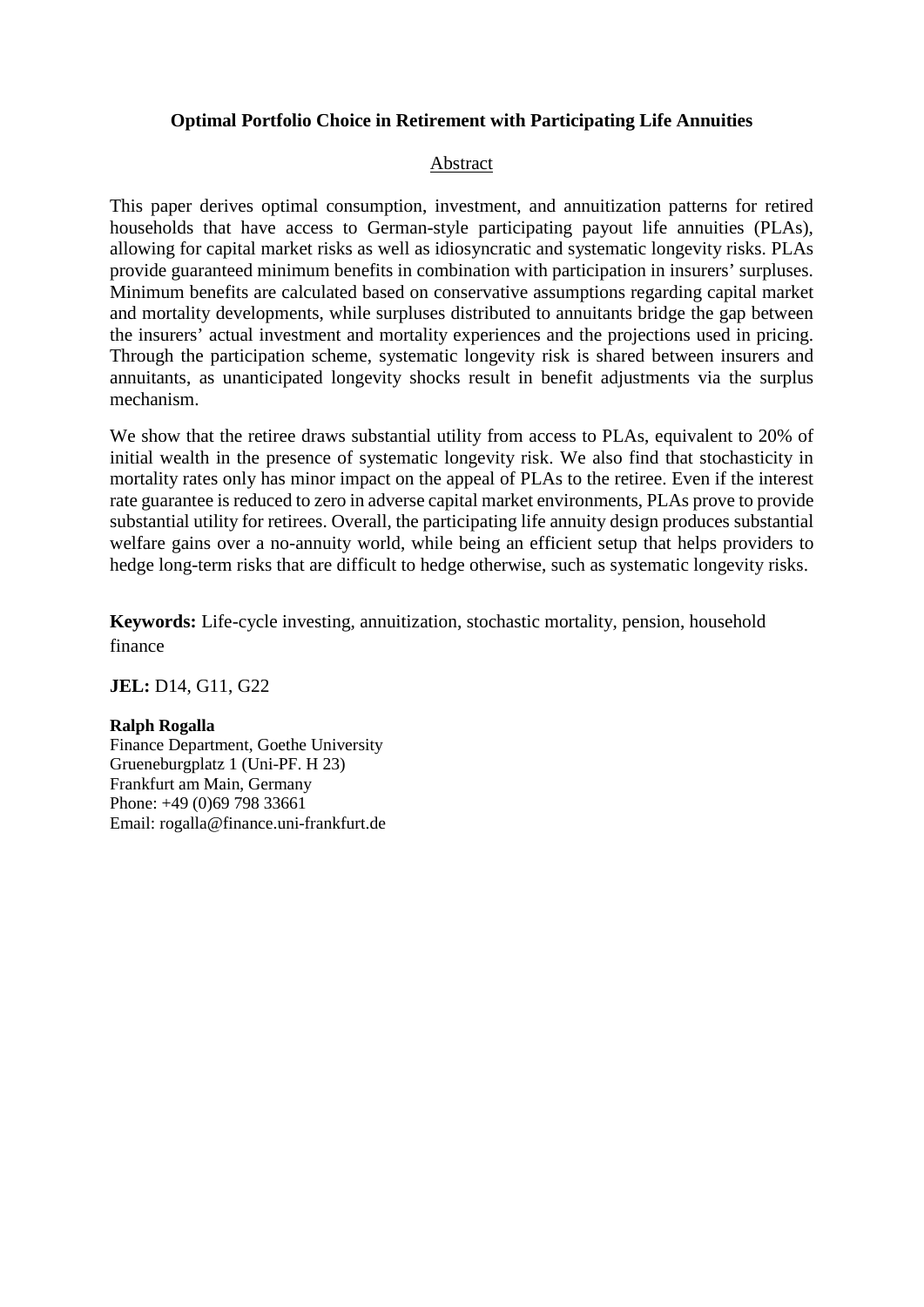**Optimal Portfolio Choice in Retirement with Participating Life Annuities**

Abstract

This paper derives optimal consumption, investment, and annuitization patterns for retired households that have access to German-style participating payout life annuities (PLAs), allowing for capital market risks as well as idiosyncratic and systematic longevity risks. PLAs provide guaranteed minimum benefits in combination with participation in insurers' surpluses. Minimum benefits are calculated based on conservative assumptions regarding capital market and mortality developments, while surpluses distributed to annuitants bridge the gap between the insurers' actual investment and mortality experiences and the projections used in pricing. Through the participation scheme, systematic longevity risk is shared between insurers and annuitants, as unanticipated longevity shocks result in benefit adjustments via the surplus mechanism.

We show that the retiree draws substantial utility from access to PLAs, equivalent to 20% of initial wealth in the presence of systematic longevity risk. We also find that stochasticity in mortality rates only has minor impact on the appeal of PLAs to the retiree. Even if the interest rate guarantee is reduced to zero in adverse capital market environments, PLAs prove to provide substantial utility for retirees. Overall, the participating life annuity design produces substantial welfare gains over a no-annuity world, while being an efficient setup that helps providers to hedge long-term risks that are difficult to hedge otherwise, such as systematic longevity risks.

**Keywords:** Life-cycle investing, annuitization, stochastic mortality, pension, household finance

**JEL:** D14, G11, G22

**Ralph Rogalla**
Finance Department, Goethe University
Grueneburgplatz 1 (Uni-PF. H 23)
Frankfurt am Main, Germany
Phone: +49 (0)69 798 33661
Email: rogalla@finance.uni-frankfurt.de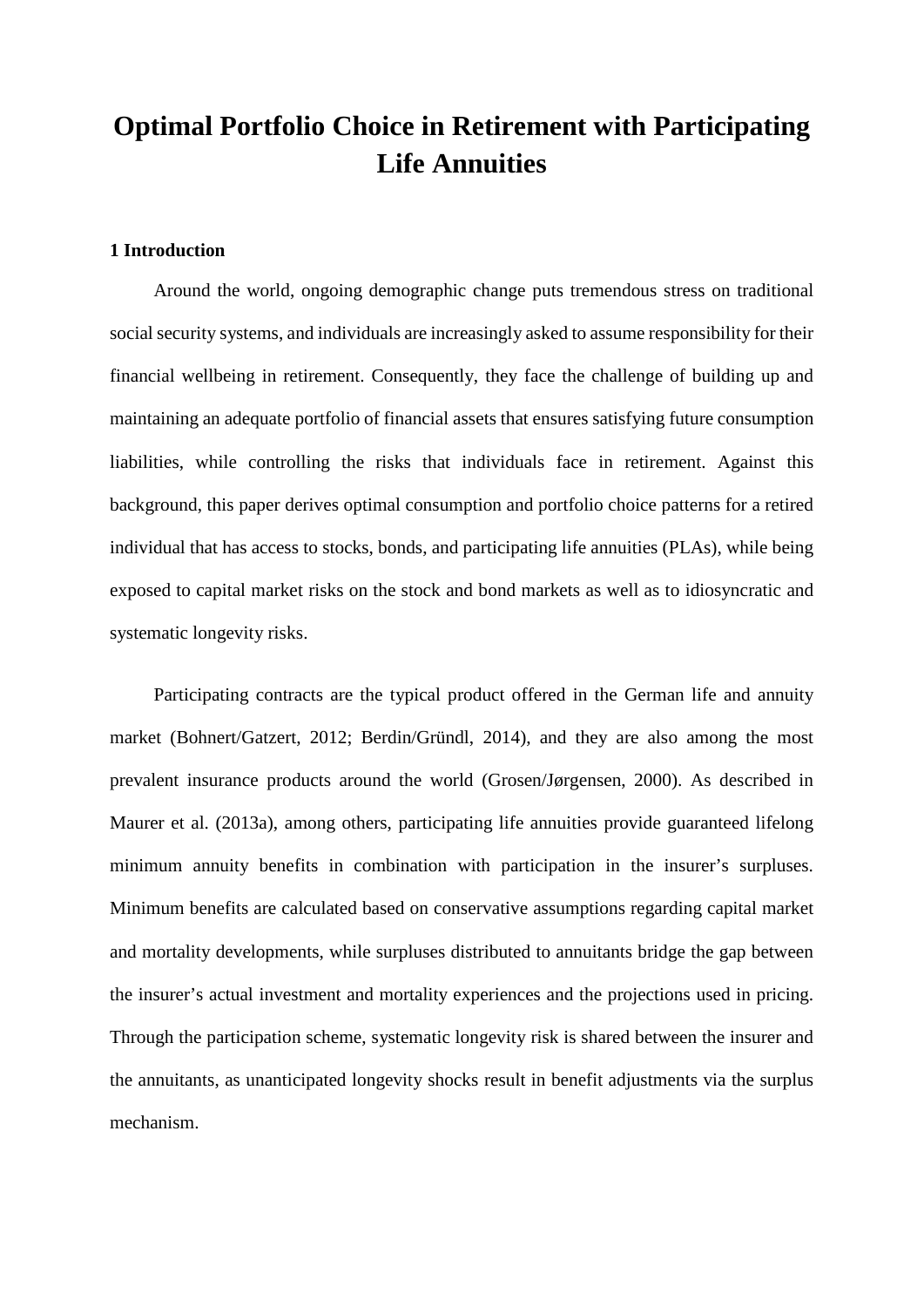# Optimal Portfolio Choice in Retirement with Participating Life Annuities

## 1 Introduction

Around the world, ongoing demographic change puts tremendous stress on traditional social security systems, and individuals are increasingly asked to assume responsibility for their financial wellbeing in retirement. Consequently, they face the challenge of building up and maintaining an adequate portfolio of financial assets that ensures satisfying future consumption liabilities, while controlling the risks that individuals face in retirement. Against this background, this paper derives optimal consumption and portfolio choice patterns for a retired individual that has access to stocks, bonds, and participating life annuities (PLAs), while being exposed to capital market risks on the stock and bond markets as well as to idiosyncratic and systematic longevity risks.

Participating contracts are the typical product offered in the German life and annuity market (Bohnert/Gatzert, 2012; Berdin/Gründl, 2014), and they are also among the most prevalent insurance products around the world (Grosen/Jørgensen, 2000). As described in Maurer et al. (2013a), among others, participating life annuities provide guaranteed lifelong minimum annuity benefits in combination with participation in the insurer's surpluses. Minimum benefits are calculated based on conservative assumptions regarding capital market and mortality developments, while surpluses distributed to annuitants bridge the gap between the insurer's actual investment and mortality experiences and the projections used in pricing. Through the participation scheme, systematic longevity risk is shared between the insurer and the annuitants, as unanticipated longevity shocks result in benefit adjustments via the surplus mechanism.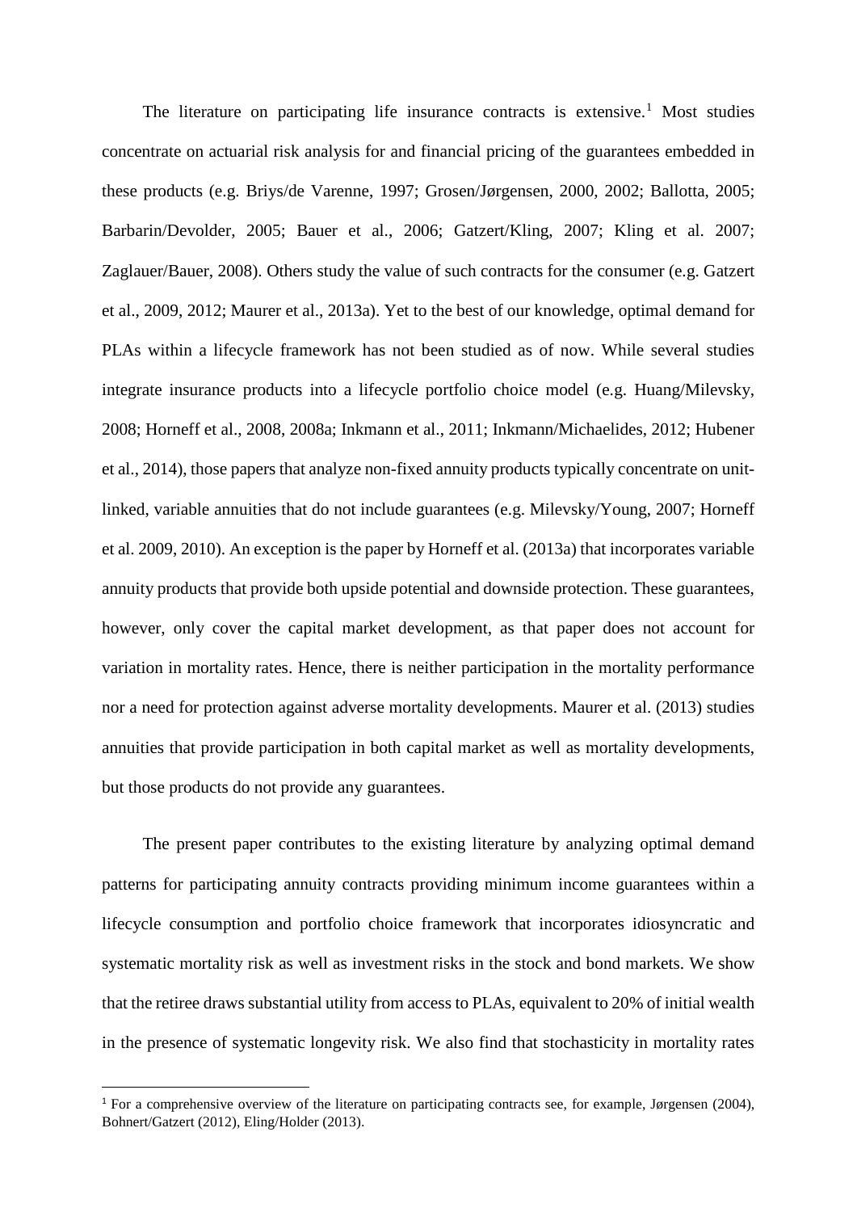The literature on participating life insurance contracts is extensive.[1] Most studies concentrate on actuarial risk analysis for and financial pricing of the guarantees embedded in these products (e.g. Briys/de Varenne, 1997; Grosen/Jørgensen, 2000, 2002; Ballotta, 2005; Barbarin/Devolder, 2005; Bauer et al., 2006; Gatzert/Kling, 2007; Kling et al. 2007; Zaglauer/Bauer, 2008). Others study the value of such contracts for the consumer (e.g. Gatzert et al., 2009, 2012; Maurer et al., 2013a). Yet to the best of our knowledge, optimal demand for PLAs within a lifecycle framework has not been studied as of now. While several studies integrate insurance products into a lifecycle portfolio choice model (e.g. Huang/Milevsky, 2008; Horneff et al., 2008, 2008a; Inkmann et al., 2011; Inkmann/Michaelides, 2012; Hubener et al., 2014), those papers that analyze non-fixed annuity products typically concentrate on unit-linked, variable annuities that do not include guarantees (e.g. Milevsky/Young, 2007; Horneff et al. 2009, 2010). An exception is the paper by Horneff et al. (2013a) that incorporates variable annuity products that provide both upside potential and downside protection. These guarantees, however, only cover the capital market development, as that paper does not account for variation in mortality rates. Hence, there is neither participation in the mortality performance nor a need for protection against adverse mortality developments. Maurer et al. (2013) studies annuities that provide participation in both capital market as well as mortality developments, but those products do not provide any guarantees.

The present paper contributes to the existing literature by analyzing optimal demand patterns for participating annuity contracts providing minimum income guarantees within a lifecycle consumption and portfolio choice framework that incorporates idiosyncratic and systematic mortality risk as well as investment risks in the stock and bond markets. We show that the retiree draws substantial utility from access to PLAs, equivalent to 20% of initial wealth in the presence of systematic longevity risk. We also find that stochasticity in mortality rates

[1] For a comprehensive overview of the literature on participating contracts see, for example, Jørgensen (2004), Bohnert/Gatzert (2012), Eling/Holder (2013).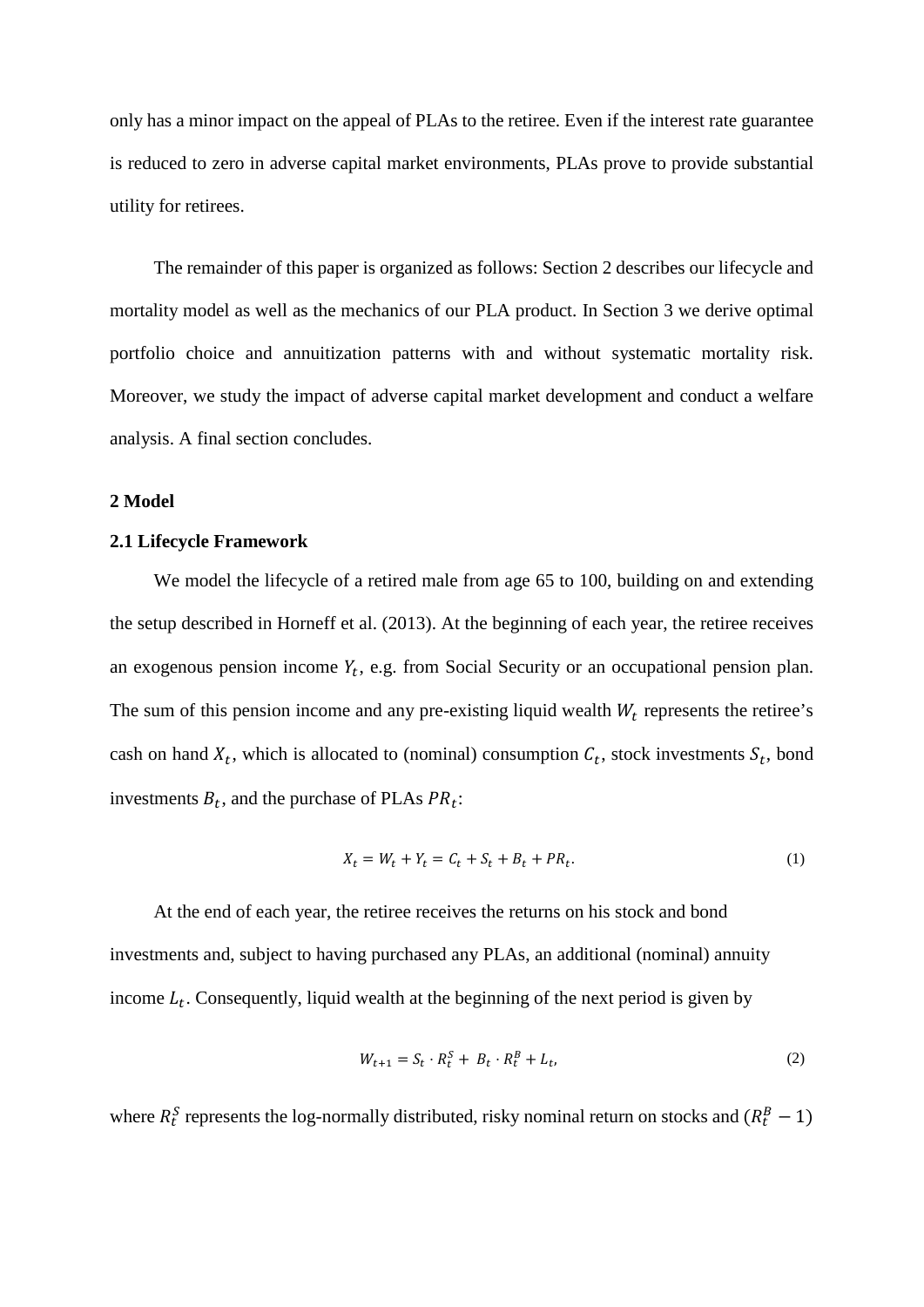only has a minor impact on the appeal of PLAs to the retiree. Even if the interest rate guarantee is reduced to zero in adverse capital market environments, PLAs prove to provide substantial utility for retirees.

The remainder of this paper is organized as follows: Section 2 describes our lifecycle and mortality model as well as the mechanics of our PLA product. In Section 3 we derive optimal portfolio choice and annuitization patterns with and without systematic mortality risk. Moreover, we study the impact of adverse capital market development and conduct a welfare analysis. A final section concludes.

## 2 Model

### 2.1 Lifecycle Framework

We model the lifecycle of a retired male from age 65 to 100, building on and extending the setup described in Horneff et al. (2013). At the beginning of each year, the retiree receives an exogenous pension income $Y_t$, e.g. from Social Security or an occupational pension plan. The sum of this pension income and any pre-existing liquid wealth $W_t$ represents the retiree's cash on hand $X_t$, which is allocated to (nominal) consumption $C_t$, stock investments $S_t$, bond investments $B_t$, and the purchase of PLAs $PR_t$:

$$X_t = W_t + Y_t = C_t + S_t + B_t + PR_t. \tag{1}$$

At the end of each year, the retiree receives the returns on his stock and bond investments and, subject to having purchased any PLAs, an additional (nominal) annuity income $L_t$. Consequently, liquid wealth at the beginning of the next period is given by

$$W_{t+1} = S_t \cdot R_t^S + B_t \cdot R_t^B + L_t, \tag{2}$$

where $R_t^S$ represents the log-normally distributed, risky nominal return on stocks and $(R_t^B - 1)$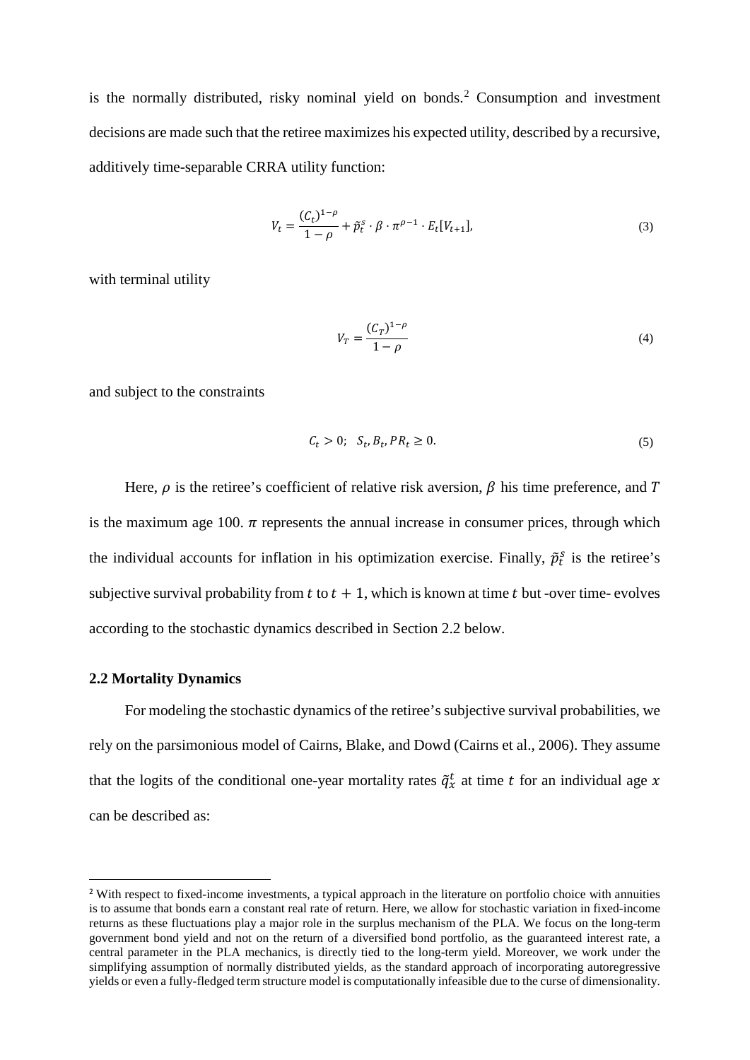is the normally distributed, risky nominal yield on bonds.[2] Consumption and investment decisions are made such that the retiree maximizes his expected utility, described by a recursive, additively time-separable CRRA utility function:

$$V_t = \frac{(C_t)^{1-\rho}}{1-\rho} + \tilde{p}_t^s \cdot \beta \cdot \pi^{\rho-1} \cdot E_t[V_{t+1}], \tag{3}$$

with terminal utility

$$V_T = \frac{(C_T)^{1-\rho}}{1-\rho} \tag{4}$$

and subject to the constraints

$$C_t > 0; \quad S_t, B_t, PR_t \geq 0. \tag{5}$$

Here, $\rho$ is the retiree's coefficient of relative risk aversion, $\beta$ his time preference, and $T$ is the maximum age 100. $\pi$ represents the annual increase in consumer prices, through which the individual accounts for inflation in his optimization exercise. Finally, $\tilde{p}_t^s$ is the retiree's subjective survival probability from $t$ to $t+1$, which is known at time $t$ but -over time- evolves according to the stochastic dynamics described in Section 2.2 below.

### 2.2 Mortality Dynamics

For modeling the stochastic dynamics of the retiree's subjective survival probabilities, we rely on the parsimonious model of Cairns, Blake, and Dowd (Cairns et al., 2006). They assume that the logits of the conditional one-year mortality rates $\tilde{q}_x^t$ at time $t$ for an individual age $x$ can be described as:

---

[2] With respect to fixed-income investments, a typical approach in the literature on portfolio choice with annuities is to assume that bonds earn a constant real rate of return. Here, we allow for stochastic variation in fixed-income returns as these fluctuations play a major role in the surplus mechanism of the PLA. We focus on the long-term government bond yield and not on the return of a diversified bond portfolio, as the guaranteed interest rate, a central parameter in the PLA mechanics, is directly tied to the long-term yield. Moreover, we work under the simplifying assumption of normally distributed yields, as the standard approach of incorporating autoregressive yields or even a fully-fledged term structure model is computationally infeasible due to the curse of dimensionality.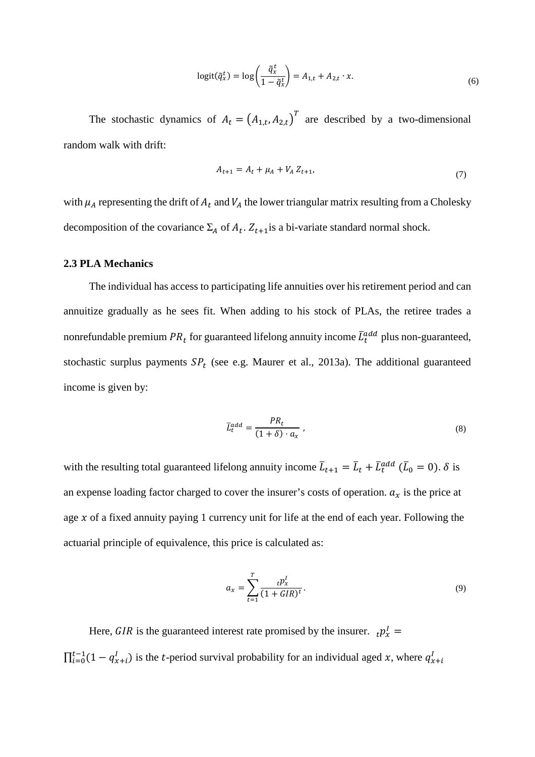$$\mathrm{logit}(\tilde{q}_x^t) = \log\left(\frac{\tilde{q}_x^t}{1-\tilde{q}_x^t}\right) = A_{1,t} + A_{2,t} \cdot x. \tag{6}$$

The stochastic dynamics of $A_t = \left(A_{1,t}, A_{2,t}\right)^T$ are described by a two-dimensional random walk with drift:

$$A_{t+1} = A_t + \mu_A + V_A\, Z_{t+1}, \tag{7}$$

with $\mu_A$ representing the drift of $A_t$ and $V_A$ the lower triangular matrix resulting from a Cholesky decomposition of the covariance $\Sigma_A$ of $A_t$. $Z_{t+1}$ is a bi-variate standard normal shock.

### 2.3 PLA Mechanics

The individual has access to participating life annuities over his retirement period and can annuitize gradually as he sees fit. When adding to his stock of PLAs, the retiree trades a nonrefundable premium $PR_t$ for guaranteed lifelong annuity income $\bar{L}_t^{add}$ plus non-guaranteed, stochastic surplus payments $SP_t$ (see e.g. Maurer et al., 2013a). The additional guaranteed income is given by:

$$\bar{L}_t^{add} = \frac{PR_t}{(1+\delta) \cdot a_x}\,, \tag{8}$$

with the resulting total guaranteed lifelong annuity income $\bar{L}_{t+1} = \bar{L}_t + \bar{L}_t^{add}$ $(\bar{L}_0 = 0)$. $\delta$ is an expense loading factor charged to cover the insurer's costs of operation. $a_x$ is the price at age $x$ of a fixed annuity paying 1 currency unit for life at the end of each year. Following the actuarial principle of equivalence, this price is calculated as:

$$a_x = \sum_{t=1}^{T} \frac{{}_t p_x^I}{(1+GIR)^t}. \tag{9}$$

Here, $GIR$ is the guaranteed interest rate promised by the insurer. ${}_t p_x^I = \prod_{i=0}^{t-1}(1 - q_{x+i}^I)$ is the $t$-period survival probability for an individual aged $x$, where $q_{x+i}^I$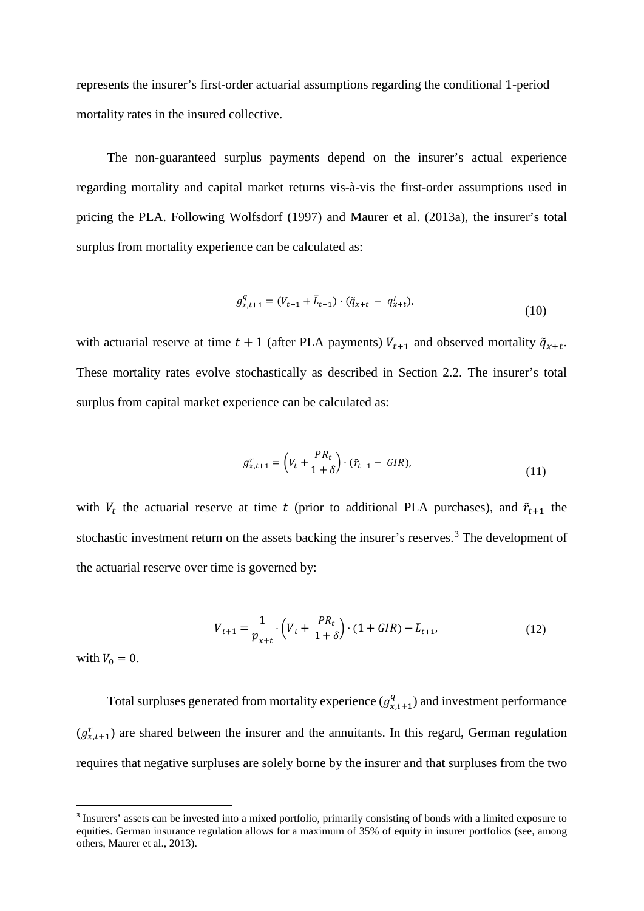represents the insurer's first-order actuarial assumptions regarding the conditional 1-period mortality rates in the insured collective.

The non-guaranteed surplus payments depend on the insurer's actual experience regarding mortality and capital market returns vis-à-vis the first-order assumptions used in pricing the PLA. Following Wolfsdorf (1997) and Maurer et al. (2013a), the insurer's total surplus from mortality experience can be calculated as:

$$g_{x,t+1}^{q} = (V_{t+1} + \bar{L}_{t+1}) \cdot (\tilde{q}_{x+t} - q_{x+t}^{I}), \tag{10}$$

with actuarial reserve at time $t+1$ (after PLA payments) $V_{t+1}$ and observed mortality $\tilde{q}_{x+t}$. These mortality rates evolve stochastically as described in Section 2.2. The insurer's total surplus from capital market experience can be calculated as:

$$g_{x,t+1}^{r} = \left(V_t + \frac{PR_t}{1+\delta}\right) \cdot (\tilde{r}_{t+1} - GIR), \tag{11}$$

with $V_t$ the actuarial reserve at time $t$ (prior to additional PLA purchases), and $\tilde{r}_{t+1}$ the stochastic investment return on the assets backing the insurer's reserves.[3] The development of the actuarial reserve over time is governed by:

$$V_{t+1} = \frac{1}{p_{x+t}} \cdot \left(V_t + \frac{PR_t}{1+\delta}\right) \cdot (1 + GIR) - \bar{L}_{t+1}, \tag{12}$$

with $V_0 = 0$.

Total surpluses generated from mortality experience ($g_{x,t+1}^{q}$) and investment performance ($g_{x,t+1}^{r}$) are shared between the insurer and the annuitants. In this regard, German regulation requires that negative surpluses are solely borne by the insurer and that surpluses from the two

[3] Insurers' assets can be invested into a mixed portfolio, primarily consisting of bonds with a limited exposure to equities. German insurance regulation allows for a maximum of 35% of equity in insurer portfolios (see, among others, Maurer et al., 2013).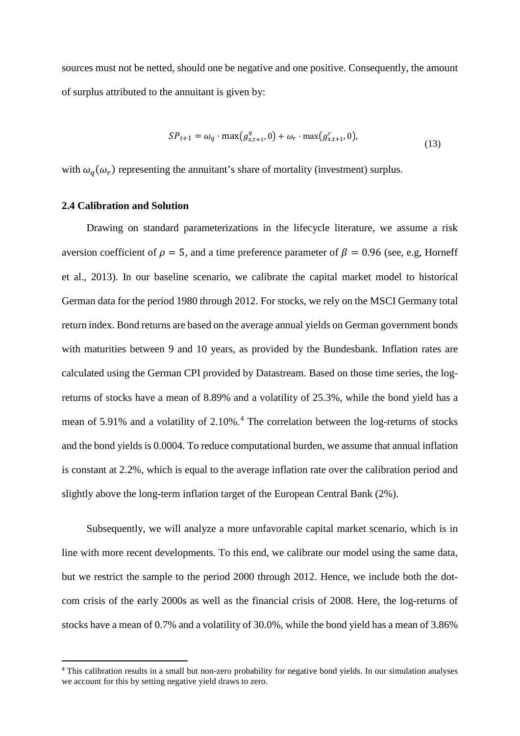sources must not be netted, should one be negative and one positive. Consequently, the amount of surplus attributed to the annuitant is given by:

$$SP_{t+1} = \omega_q \cdot \max\left(g_{x,t+1}^{q}, 0\right) + \omega_r \cdot \max\left(g_{x,t+1}^{r}, 0\right), \tag{13}$$

with $\omega_q(\omega_r)$ representing the annuitant's share of mortality (investment) surplus.

### 2.4 Calibration and Solution

Drawing on standard parameterizations in the lifecycle literature, we assume a risk aversion coefficient of $\rho = 5$, and a time preference parameter of $\beta = 0.96$ (see, e.g, Horneff et al., 2013). In our baseline scenario, we calibrate the capital market model to historical German data for the period 1980 through 2012. For stocks, we rely on the MSCI Germany total return index. Bond returns are based on the average annual yields on German government bonds with maturities between 9 and 10 years, as provided by the Bundesbank. Inflation rates are calculated using the German CPI provided by Datastream. Based on those time series, the log-returns of stocks have a mean of 8.89% and a volatility of 25.3%, while the bond yield has a mean of 5.91% and a volatility of 2.10%.[4] The correlation between the log-returns of stocks and the bond yields is 0.0004. To reduce computational burden, we assume that annual inflation is constant at 2.2%, which is equal to the average inflation rate over the calibration period and slightly above the long-term inflation target of the European Central Bank (2%).

Subsequently, we will analyze a more unfavorable capital market scenario, which is in line with more recent developments. To this end, we calibrate our model using the same data, but we restrict the sample to the period 2000 through 2012. Hence, we include both the dot-com crisis of the early 2000s as well as the financial crisis of 2008. Here, the log-returns of stocks have a mean of 0.7% and a volatility of 30.0%, while the bond yield has a mean of 3.86%

[4] This calibration results in a small but non-zero probability for negative bond yields. In our simulation analyses we account for this by setting negative yield draws to zero.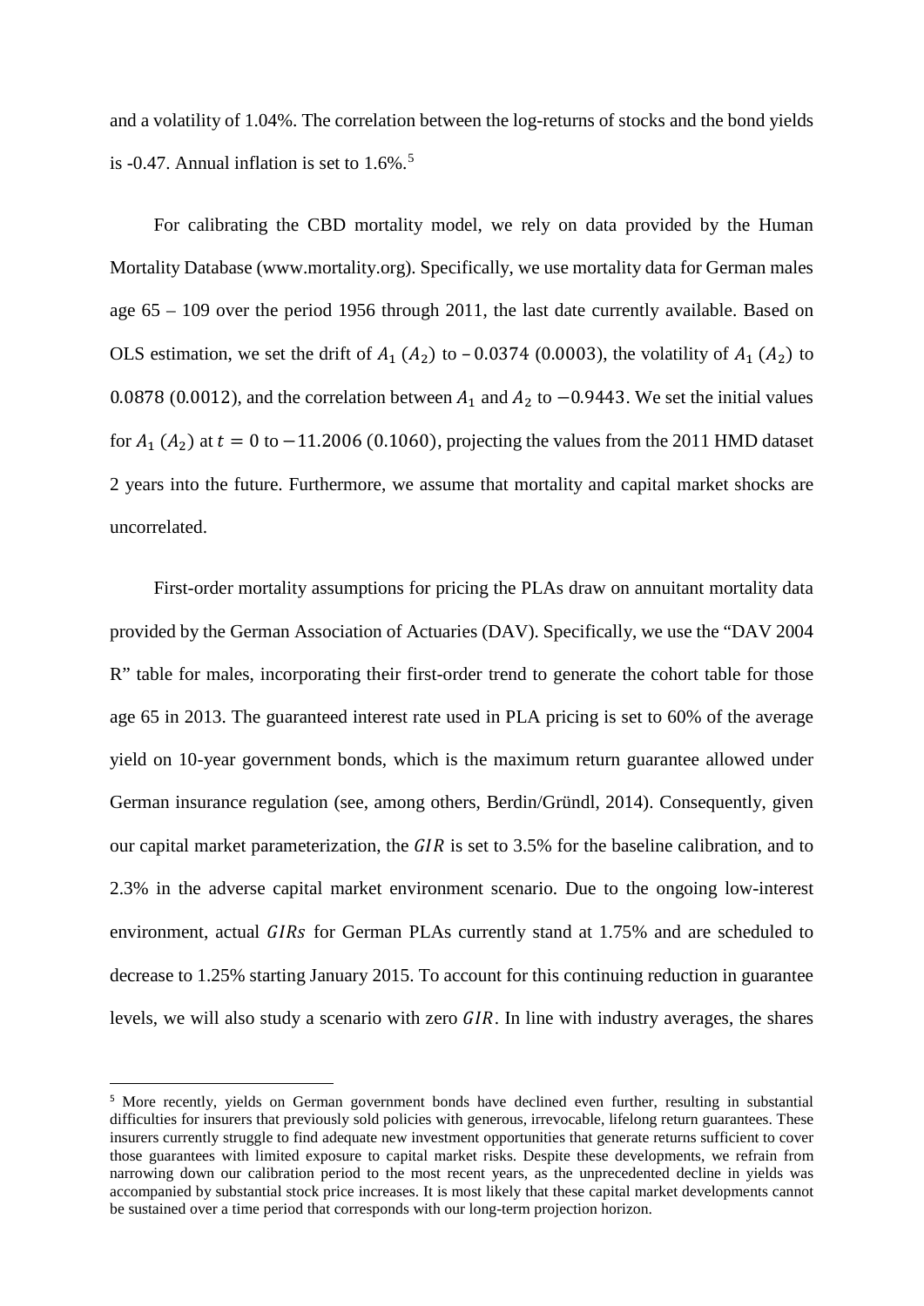and a volatility of 1.04%. The correlation between the log-returns of stocks and the bond yields is -0.47. Annual inflation is set to 1.6%.[5]

For calibrating the CBD mortality model, we rely on data provided by the Human Mortality Database (www.mortality.org). Specifically, we use mortality data for German males age 65 – 109 over the period 1956 through 2011, the last date currently available. Based on OLS estimation, we set the drift of $A_1$ ($A_2$) to $-0.0374$ ($0.0003$), the volatility of $A_1$ ($A_2$) to $0.0878$ ($0.0012$), and the correlation between $A_1$ and $A_2$ to $-0.9443$. We set the initial values for $A_1$ ($A_2$) at $t = 0$ to $-11.2006$ ($0.1060$), projecting the values from the 2011 HMD dataset 2 years into the future. Furthermore, we assume that mortality and capital market shocks are uncorrelated.

First-order mortality assumptions for pricing the PLAs draw on annuitant mortality data provided by the German Association of Actuaries (DAV). Specifically, we use the "DAV 2004 R" table for males, incorporating their first-order trend to generate the cohort table for those age 65 in 2013. The guaranteed interest rate used in PLA pricing is set to 60% of the average yield on 10-year government bonds, which is the maximum return guarantee allowed under German insurance regulation (see, among others, Berdin/Gründl, 2014). Consequently, given our capital market parameterization, the $GIR$ is set to 3.5% for the baseline calibration, and to 2.3% in the adverse capital market environment scenario. Due to the ongoing low-interest environment, actual $GIRs$ for German PLAs currently stand at 1.75% and are scheduled to decrease to 1.25% starting January 2015. To account for this continuing reduction in guarantee levels, we will also study a scenario with zero $GIR$. In line with industry averages, the shares

[5] More recently, yields on German government bonds have declined even further, resulting in substantial difficulties for insurers that previously sold policies with generous, irrevocable, lifelong return guarantees. These insurers currently struggle to find adequate new investment opportunities that generate returns sufficient to cover those guarantees with limited exposure to capital market risks. Despite these developments, we refrain from narrowing down our calibration period to the most recent years, as the unprecedented decline in yields was accompanied by substantial stock price increases. It is most likely that these capital market developments cannot be sustained over a time period that corresponds with our long-term projection horizon.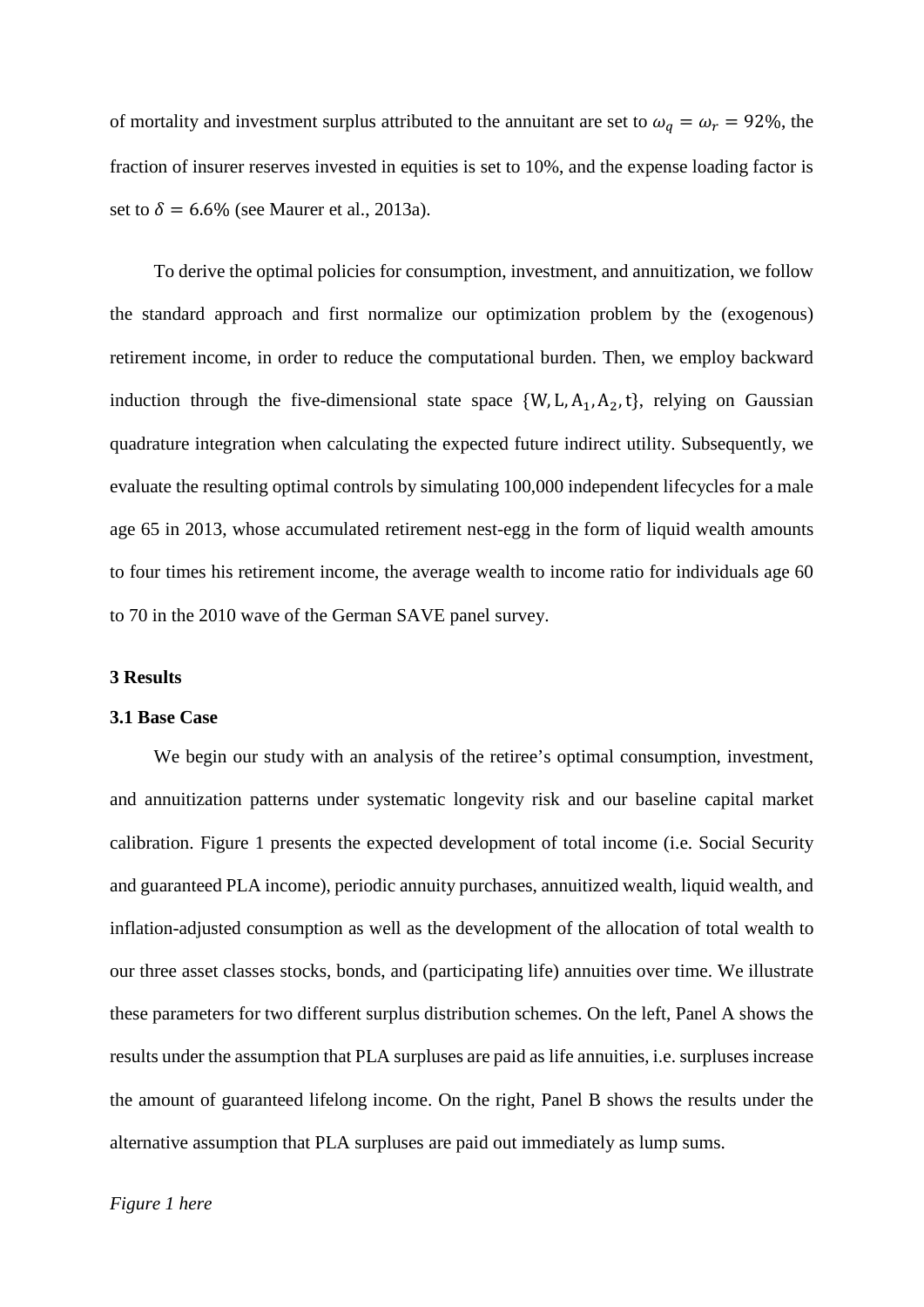of mortality and investment surplus attributed to the annuitant are set to $\omega_q = \omega_r = 92\%$, the fraction of insurer reserves invested in equities is set to 10%, and the expense loading factor is set to $\delta = 6.6\%$ (see Maurer et al., 2013a).

To derive the optimal policies for consumption, investment, and annuitization, we follow the standard approach and first normalize our optimization problem by the (exogenous) retirement income, in order to reduce the computational burden. Then, we employ backward induction through the five-dimensional state space $\{W, L, A_1, A_2, t\}$, relying on Gaussian quadrature integration when calculating the expected future indirect utility. Subsequently, we evaluate the resulting optimal controls by simulating 100,000 independent lifecycles for a male age 65 in 2013, whose accumulated retirement nest-egg in the form of liquid wealth amounts to four times his retirement income, the average wealth to income ratio for individuals age 60 to 70 in the 2010 wave of the German SAVE panel survey.

## 3 Results

### 3.1 Base Case

We begin our study with an analysis of the retiree's optimal consumption, investment, and annuitization patterns under systematic longevity risk and our baseline capital market calibration. Figure 1 presents the expected development of total income (i.e. Social Security and guaranteed PLA income), periodic annuity purchases, annuitized wealth, liquid wealth, and inflation-adjusted consumption as well as the development of the allocation of total wealth to our three asset classes stocks, bonds, and (participating life) annuities over time. We illustrate these parameters for two different surplus distribution schemes. On the left, Panel A shows the results under the assumption that PLA surpluses are paid as life annuities, i.e. surpluses increase the amount of guaranteed lifelong income. On the right, Panel B shows the results under the alternative assumption that PLA surpluses are paid out immediately as lump sums.

*Figure 1 here*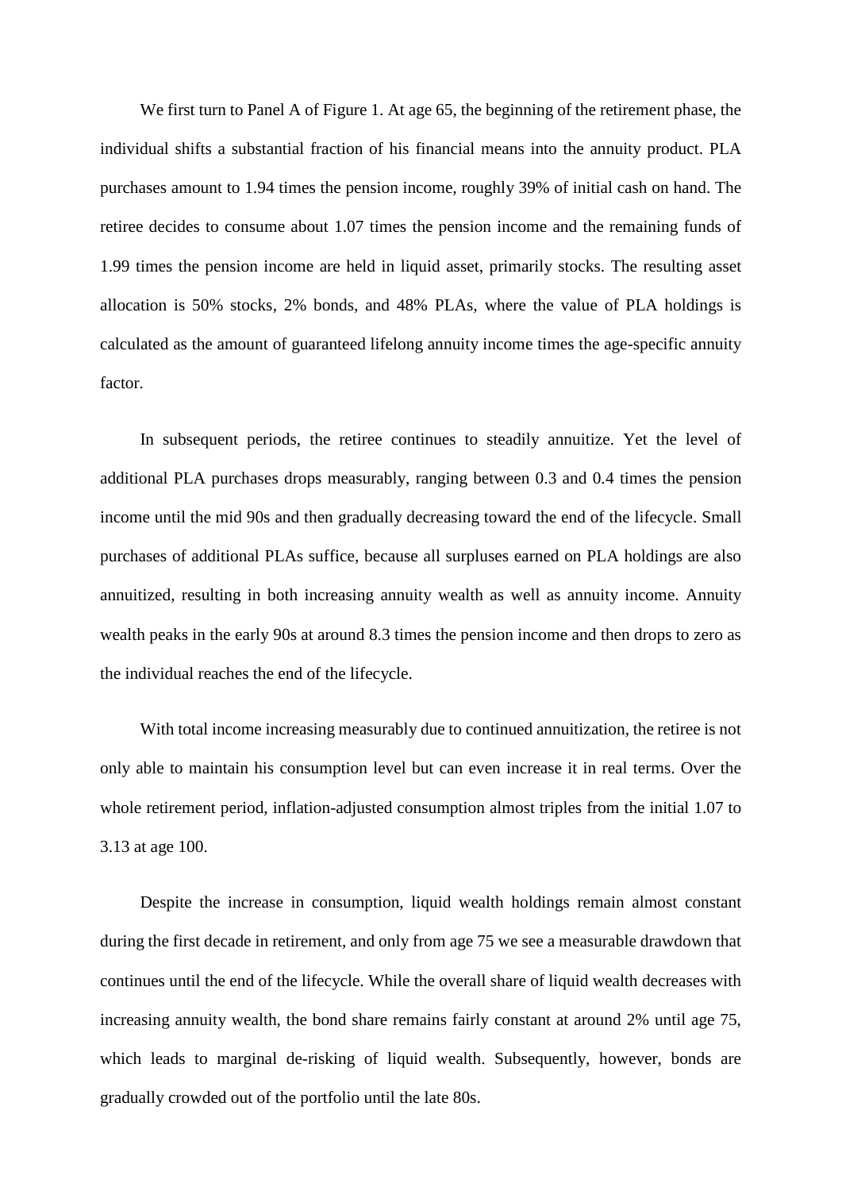We first turn to Panel A of Figure 1. At age 65, the beginning of the retirement phase, the individual shifts a substantial fraction of his financial means into the annuity product. PLA purchases amount to 1.94 times the pension income, roughly 39% of initial cash on hand. The retiree decides to consume about 1.07 times the pension income and the remaining funds of 1.99 times the pension income are held in liquid asset, primarily stocks. The resulting asset allocation is 50% stocks, 2% bonds, and 48% PLAs, where the value of PLA holdings is calculated as the amount of guaranteed lifelong annuity income times the age-specific annuity factor.

In subsequent periods, the retiree continues to steadily annuitize. Yet the level of additional PLA purchases drops measurably, ranging between 0.3 and 0.4 times the pension income until the mid 90s and then gradually decreasing toward the end of the lifecycle. Small purchases of additional PLAs suffice, because all surpluses earned on PLA holdings are also annuitized, resulting in both increasing annuity wealth as well as annuity income. Annuity wealth peaks in the early 90s at around 8.3 times the pension income and then drops to zero as the individual reaches the end of the lifecycle.

With total income increasing measurably due to continued annuitization, the retiree is not only able to maintain his consumption level but can even increase it in real terms. Over the whole retirement period, inflation-adjusted consumption almost triples from the initial 1.07 to 3.13 at age 100.

Despite the increase in consumption, liquid wealth holdings remain almost constant during the first decade in retirement, and only from age 75 we see a measurable drawdown that continues until the end of the lifecycle. While the overall share of liquid wealth decreases with increasing annuity wealth, the bond share remains fairly constant at around 2% until age 75, which leads to marginal de-risking of liquid wealth. Subsequently, however, bonds are gradually crowded out of the portfolio until the late 80s.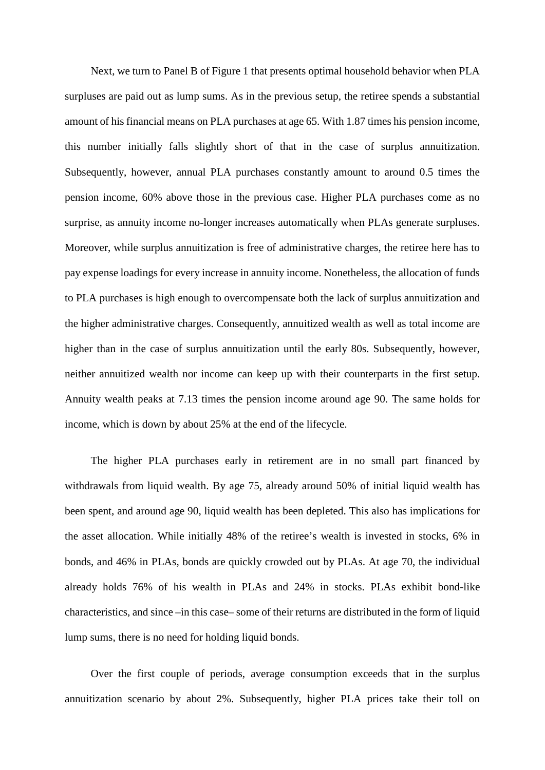Next, we turn to Panel B of Figure 1 that presents optimal household behavior when PLA surpluses are paid out as lump sums. As in the previous setup, the retiree spends a substantial amount of his financial means on PLA purchases at age 65. With 1.87 times his pension income, this number initially falls slightly short of that in the case of surplus annuitization. Subsequently, however, annual PLA purchases constantly amount to around 0.5 times the pension income, 60% above those in the previous case. Higher PLA purchases come as no surprise, as annuity income no-longer increases automatically when PLAs generate surpluses. Moreover, while surplus annuitization is free of administrative charges, the retiree here has to pay expense loadings for every increase in annuity income. Nonetheless, the allocation of funds to PLA purchases is high enough to overcompensate both the lack of surplus annuitization and the higher administrative charges. Consequently, annuitized wealth as well as total income are higher than in the case of surplus annuitization until the early 80s. Subsequently, however, neither annuitized wealth nor income can keep up with their counterparts in the first setup. Annuity wealth peaks at 7.13 times the pension income around age 90. The same holds for income, which is down by about 25% at the end of the lifecycle.

The higher PLA purchases early in retirement are in no small part financed by withdrawals from liquid wealth. By age 75, already around 50% of initial liquid wealth has been spent, and around age 90, liquid wealth has been depleted. This also has implications for the asset allocation. While initially 48% of the retiree's wealth is invested in stocks, 6% in bonds, and 46% in PLAs, bonds are quickly crowded out by PLAs. At age 70, the individual already holds 76% of his wealth in PLAs and 24% in stocks. PLAs exhibit bond-like characteristics, and since –in this case– some of their returns are distributed in the form of liquid lump sums, there is no need for holding liquid bonds.

Over the first couple of periods, average consumption exceeds that in the surplus annuitization scenario by about 2%. Subsequently, higher PLA prices take their toll on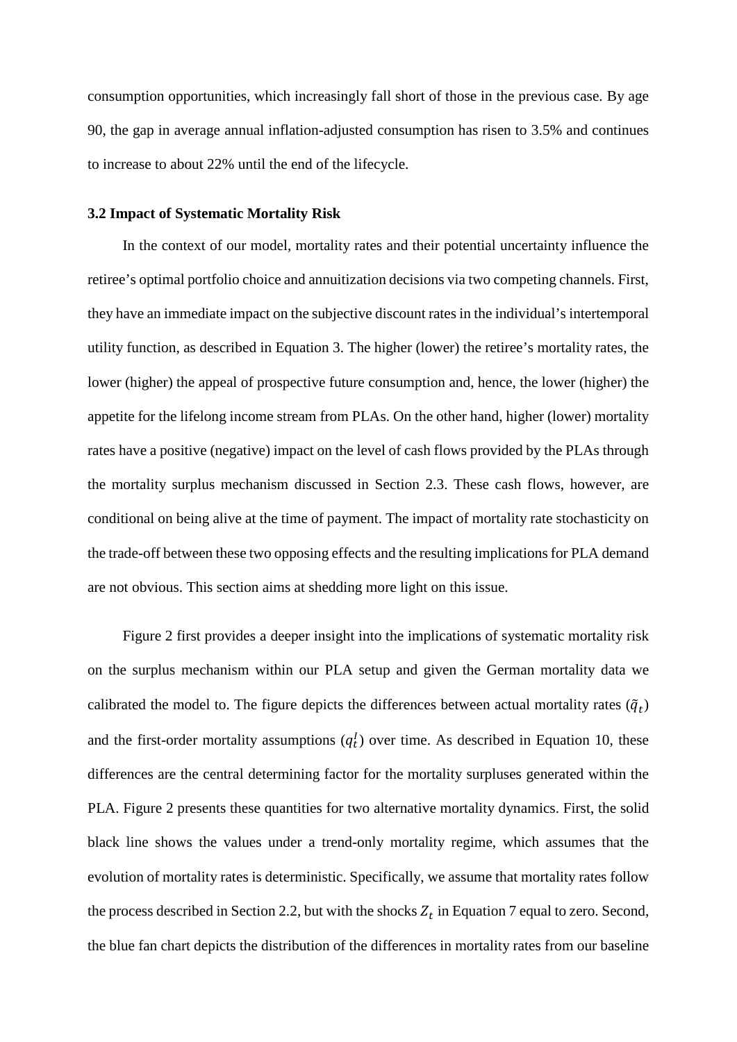consumption opportunities, which increasingly fall short of those in the previous case. By age 90, the gap in average annual inflation-adjusted consumption has risen to 3.5% and continues to increase to about 22% until the end of the lifecycle.

### 3.2 Impact of Systematic Mortality Risk

In the context of our model, mortality rates and their potential uncertainty influence the retiree's optimal portfolio choice and annuitization decisions via two competing channels. First, they have an immediate impact on the subjective discount rates in the individual's intertemporal utility function, as described in Equation 3. The higher (lower) the retiree's mortality rates, the lower (higher) the appeal of prospective future consumption and, hence, the lower (higher) the appetite for the lifelong income stream from PLAs. On the other hand, higher (lower) mortality rates have a positive (negative) impact on the level of cash flows provided by the PLAs through the mortality surplus mechanism discussed in Section 2.3. These cash flows, however, are conditional on being alive at the time of payment. The impact of mortality rate stochasticity on the trade-off between these two opposing effects and the resulting implications for PLA demand are not obvious. This section aims at shedding more light on this issue.

Figure 2 first provides a deeper insight into the implications of systematic mortality risk on the surplus mechanism within our PLA setup and given the German mortality data we calibrated the model to. The figure depicts the differences between actual mortality rates ($\tilde{q}_t$) and the first-order mortality assumptions ($q_t^I$) over time. As described in Equation 10, these differences are the central determining factor for the mortality surpluses generated within the PLA. Figure 2 presents these quantities for two alternative mortality dynamics. First, the solid black line shows the values under a trend-only mortality regime, which assumes that the evolution of mortality rates is deterministic. Specifically, we assume that mortality rates follow the process described in Section 2.2, but with the shocks $Z_t$ in Equation 7 equal to zero. Second, the blue fan chart depicts the distribution of the differences in mortality rates from our baseline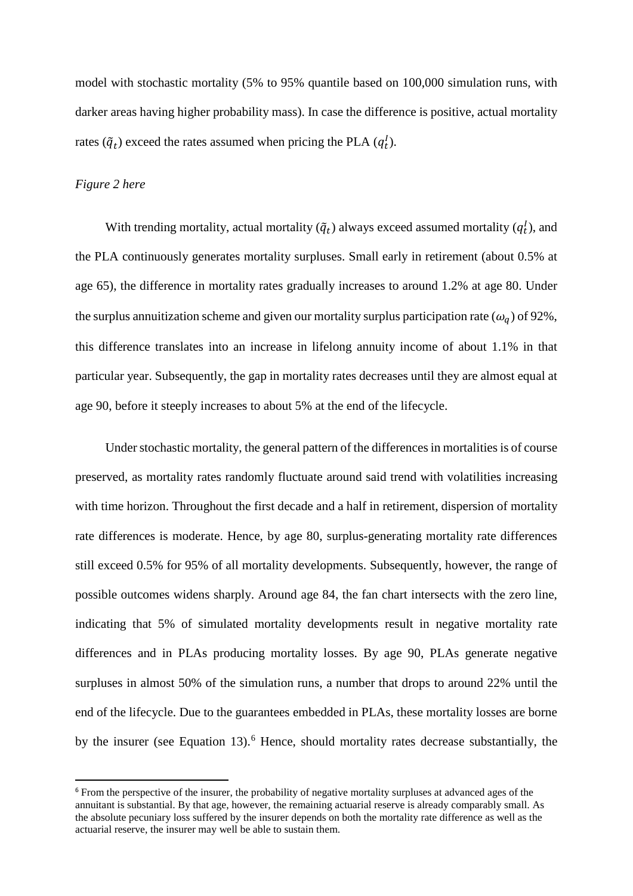model with stochastic mortality (5% to 95% quantile based on 100,000 simulation runs, with darker areas having higher probability mass). In case the difference is positive, actual mortality rates ($\tilde{q}_t$) exceed the rates assumed when pricing the PLA ($q_t^l$).

*Figure 2 here*

With trending mortality, actual mortality ($\tilde{q}_t$) always exceed assumed mortality ($q_t^l$), and the PLA continuously generates mortality surpluses. Small early in retirement (about 0.5% at age 65), the difference in mortality rates gradually increases to around 1.2% at age 80. Under the surplus annuitization scheme and given our mortality surplus participation rate ($\omega_q$) of 92%, this difference translates into an increase in lifelong annuity income of about 1.1% in that particular year. Subsequently, the gap in mortality rates decreases until they are almost equal at age 90, before it steeply increases to about 5% at the end of the lifecycle.

Under stochastic mortality, the general pattern of the differences in mortalities is of course preserved, as mortality rates randomly fluctuate around said trend with volatilities increasing with time horizon. Throughout the first decade and a half in retirement, dispersion of mortality rate differences is moderate. Hence, by age 80, surplus-generating mortality rate differences still exceed 0.5% for 95% of all mortality developments. Subsequently, however, the range of possible outcomes widens sharply. Around age 84, the fan chart intersects with the zero line, indicating that 5% of simulated mortality developments result in negative mortality rate differences and in PLAs producing mortality losses. By age 90, PLAs generate negative surpluses in almost 50% of the simulation runs, a number that drops to around 22% until the end of the lifecycle. Due to the guarantees embedded in PLAs, these mortality losses are borne by the insurer (see Equation 13).[6] Hence, should mortality rates decrease substantially, the

[6] From the perspective of the insurer, the probability of negative mortality surpluses at advanced ages of the annuitant is substantial. By that age, however, the remaining actuarial reserve is already comparably small. As the absolute pecuniary loss suffered by the insurer depends on both the mortality rate difference as well as the actuarial reserve, the insurer may well be able to sustain them.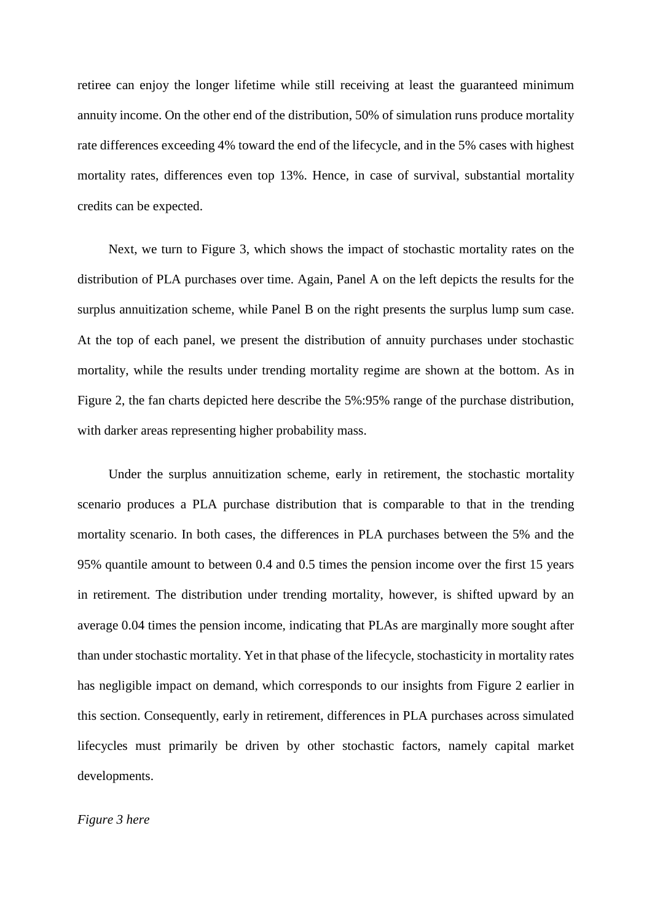retiree can enjoy the longer lifetime while still receiving at least the guaranteed minimum annuity income. On the other end of the distribution, 50% of simulation runs produce mortality rate differences exceeding 4% toward the end of the lifecycle, and in the 5% cases with highest mortality rates, differences even top 13%. Hence, in case of survival, substantial mortality credits can be expected.

Next, we turn to Figure 3, which shows the impact of stochastic mortality rates on the distribution of PLA purchases over time. Again, Panel A on the left depicts the results for the surplus annuitization scheme, while Panel B on the right presents the surplus lump sum case. At the top of each panel, we present the distribution of annuity purchases under stochastic mortality, while the results under trending mortality regime are shown at the bottom. As in Figure 2, the fan charts depicted here describe the 5%:95% range of the purchase distribution, with darker areas representing higher probability mass.

Under the surplus annuitization scheme, early in retirement, the stochastic mortality scenario produces a PLA purchase distribution that is comparable to that in the trending mortality scenario. In both cases, the differences in PLA purchases between the 5% and the 95% quantile amount to between 0.4 and 0.5 times the pension income over the first 15 years in retirement. The distribution under trending mortality, however, is shifted upward by an average 0.04 times the pension income, indicating that PLAs are marginally more sought after than under stochastic mortality. Yet in that phase of the lifecycle, stochasticity in mortality rates has negligible impact on demand, which corresponds to our insights from Figure 2 earlier in this section. Consequently, early in retirement, differences in PLA purchases across simulated lifecycles must primarily be driven by other stochastic factors, namely capital market developments.

*Figure 3 here*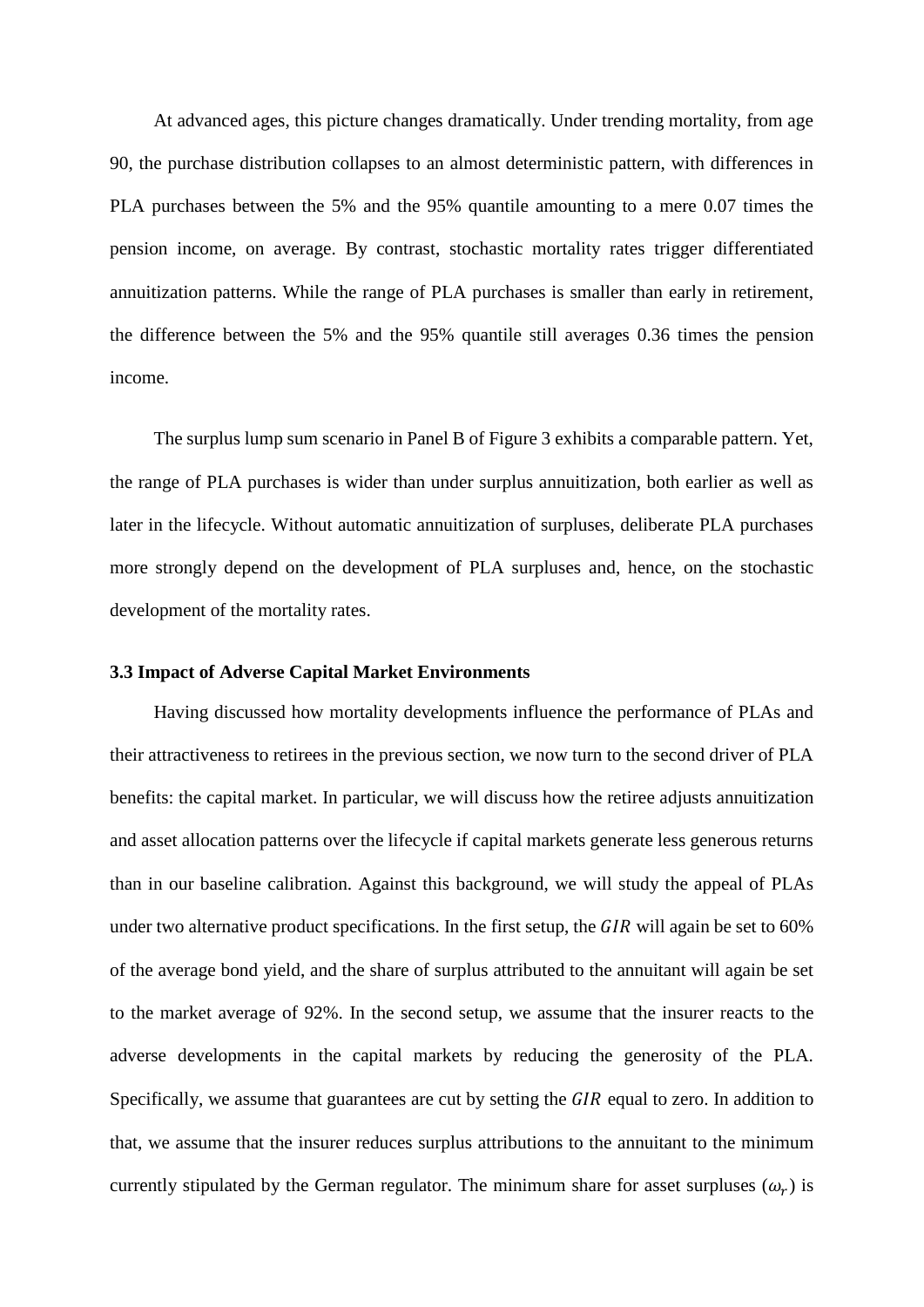At advanced ages, this picture changes dramatically. Under trending mortality, from age 90, the purchase distribution collapses to an almost deterministic pattern, with differences in PLA purchases between the 5% and the 95% quantile amounting to a mere 0.07 times the pension income, on average. By contrast, stochastic mortality rates trigger differentiated annuitization patterns. While the range of PLA purchases is smaller than early in retirement, the difference between the 5% and the 95% quantile still averages 0.36 times the pension income.

The surplus lump sum scenario in Panel B of Figure 3 exhibits a comparable pattern. Yet, the range of PLA purchases is wider than under surplus annuitization, both earlier as well as later in the lifecycle. Without automatic annuitization of surpluses, deliberate PLA purchases more strongly depend on the development of PLA surpluses and, hence, on the stochastic development of the mortality rates.

### 3.3 Impact of Adverse Capital Market Environments

Having discussed how mortality developments influence the performance of PLAs and their attractiveness to retirees in the previous section, we now turn to the second driver of PLA benefits: the capital market. In particular, we will discuss how the retiree adjusts annuitization and asset allocation patterns over the lifecycle if capital markets generate less generous returns than in our baseline calibration. Against this background, we will study the appeal of PLAs under two alternative product specifications. In the first setup, the $GIR$ will again be set to 60% of the average bond yield, and the share of surplus attributed to the annuitant will again be set to the market average of 92%. In the second setup, we assume that the insurer reacts to the adverse developments in the capital markets by reducing the generosity of the PLA. Specifically, we assume that guarantees are cut by setting the $GIR$ equal to zero. In addition to that, we assume that the insurer reduces surplus attributions to the annuitant to the minimum currently stipulated by the German regulator. The minimum share for asset surpluses ($\omega_r$) is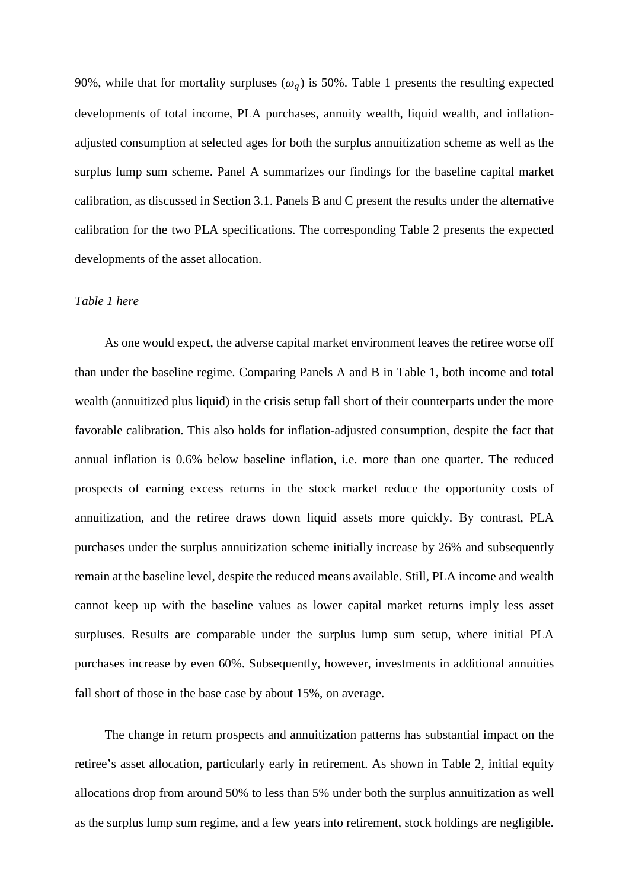90%, while that for mortality surpluses ($\omega_q$) is 50%. Table 1 presents the resulting expected developments of total income, PLA purchases, annuity wealth, liquid wealth, and inflation-adjusted consumption at selected ages for both the surplus annuitization scheme as well as the surplus lump sum scheme. Panel A summarizes our findings for the baseline capital market calibration, as discussed in Section 3.1. Panels B and C present the results under the alternative calibration for the two PLA specifications. The corresponding Table 2 presents the expected developments of the asset allocation.

*Table 1 here*

As one would expect, the adverse capital market environment leaves the retiree worse off than under the baseline regime. Comparing Panels A and B in Table 1, both income and total wealth (annuitized plus liquid) in the crisis setup fall short of their counterparts under the more favorable calibration. This also holds for inflation-adjusted consumption, despite the fact that annual inflation is 0.6% below baseline inflation, i.e. more than one quarter. The reduced prospects of earning excess returns in the stock market reduce the opportunity costs of annuitization, and the retiree draws down liquid assets more quickly. By contrast, PLA purchases under the surplus annuitization scheme initially increase by 26% and subsequently remain at the baseline level, despite the reduced means available. Still, PLA income and wealth cannot keep up with the baseline values as lower capital market returns imply less asset surpluses. Results are comparable under the surplus lump sum setup, where initial PLA purchases increase by even 60%. Subsequently, however, investments in additional annuities fall short of those in the base case by about 15%, on average.

The change in return prospects and annuitization patterns has substantial impact on the retiree's asset allocation, particularly early in retirement. As shown in Table 2, initial equity allocations drop from around 50% to less than 5% under both the surplus annuitization as well as the surplus lump sum regime, and a few years into retirement, stock holdings are negligible.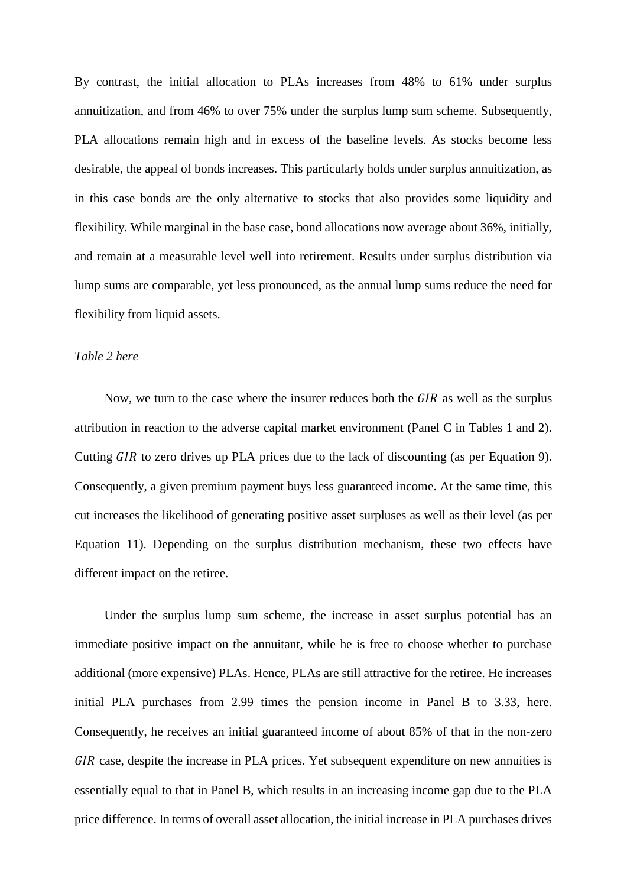By contrast, the initial allocation to PLAs increases from 48% to 61% under surplus annuitization, and from 46% to over 75% under the surplus lump sum scheme. Subsequently, PLA allocations remain high and in excess of the baseline levels. As stocks become less desirable, the appeal of bonds increases. This particularly holds under surplus annuitization, as in this case bonds are the only alternative to stocks that also provides some liquidity and flexibility. While marginal in the base case, bond allocations now average about 36%, initially, and remain at a measurable level well into retirement. Results under surplus distribution via lump sums are comparable, yet less pronounced, as the annual lump sums reduce the need for flexibility from liquid assets.

*Table 2 here*

Now, we turn to the case where the insurer reduces both the $GIR$ as well as the surplus attribution in reaction to the adverse capital market environment (Panel C in Tables 1 and 2). Cutting $GIR$ to zero drives up PLA prices due to the lack of discounting (as per Equation 9). Consequently, a given premium payment buys less guaranteed income. At the same time, this cut increases the likelihood of generating positive asset surpluses as well as their level (as per Equation 11). Depending on the surplus distribution mechanism, these two effects have different impact on the retiree.

Under the surplus lump sum scheme, the increase in asset surplus potential has an immediate positive impact on the annuitant, while he is free to choose whether to purchase additional (more expensive) PLAs. Hence, PLAs are still attractive for the retiree. He increases initial PLA purchases from 2.99 times the pension income in Panel B to 3.33, here. Consequently, he receives an initial guaranteed income of about 85% of that in the non-zero $GIR$ case, despite the increase in PLA prices. Yet subsequent expenditure on new annuities is essentially equal to that in Panel B, which results in an increasing income gap due to the PLA price difference. In terms of overall asset allocation, the initial increase in PLA purchases drives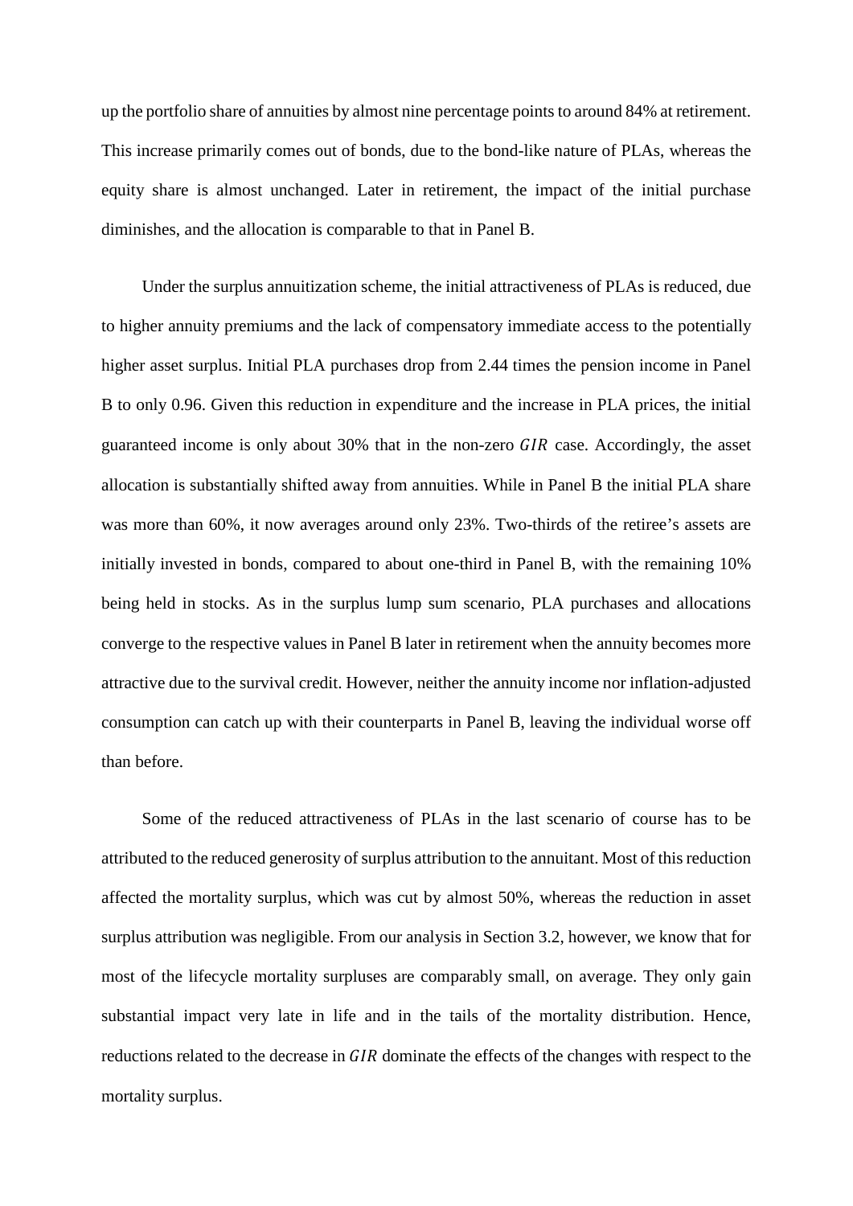up the portfolio share of annuities by almost nine percentage points to around 84% at retirement. This increase primarily comes out of bonds, due to the bond-like nature of PLAs, whereas the equity share is almost unchanged. Later in retirement, the impact of the initial purchase diminishes, and the allocation is comparable to that in Panel B.

Under the surplus annuitization scheme, the initial attractiveness of PLAs is reduced, due to higher annuity premiums and the lack of compensatory immediate access to the potentially higher asset surplus. Initial PLA purchases drop from 2.44 times the pension income in Panel B to only 0.96. Given this reduction in expenditure and the increase in PLA prices, the initial guaranteed income is only about 30% that in the non-zero $GIR$ case. Accordingly, the asset allocation is substantially shifted away from annuities. While in Panel B the initial PLA share was more than 60%, it now averages around only 23%. Two-thirds of the retiree's assets are initially invested in bonds, compared to about one-third in Panel B, with the remaining 10% being held in stocks. As in the surplus lump sum scenario, PLA purchases and allocations converge to the respective values in Panel B later in retirement when the annuity becomes more attractive due to the survival credit. However, neither the annuity income nor inflation-adjusted consumption can catch up with their counterparts in Panel B, leaving the individual worse off than before.

Some of the reduced attractiveness of PLAs in the last scenario of course has to be attributed to the reduced generosity of surplus attribution to the annuitant. Most of this reduction affected the mortality surplus, which was cut by almost 50%, whereas the reduction in asset surplus attribution was negligible. From our analysis in Section 3.2, however, we know that for most of the lifecycle mortality surpluses are comparably small, on average. They only gain substantial impact very late in life and in the tails of the mortality distribution. Hence, reductions related to the decrease in $GIR$ dominate the effects of the changes with respect to the mortality surplus.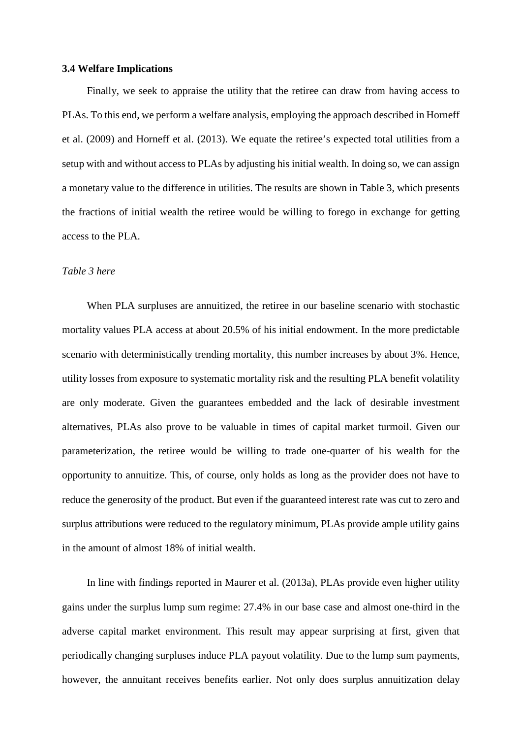### 3.4 Welfare Implications

Finally, we seek to appraise the utility that the retiree can draw from having access to PLAs. To this end, we perform a welfare analysis, employing the approach described in Horneff et al. (2009) and Horneff et al. (2013). We equate the retiree's expected total utilities from a setup with and without access to PLAs by adjusting his initial wealth. In doing so, we can assign a monetary value to the difference in utilities. The results are shown in Table 3, which presents the fractions of initial wealth the retiree would be willing to forego in exchange for getting access to the PLA.

*Table 3 here*

When PLA surpluses are annuitized, the retiree in our baseline scenario with stochastic mortality values PLA access at about 20.5% of his initial endowment. In the more predictable scenario with deterministically trending mortality, this number increases by about 3%. Hence, utility losses from exposure to systematic mortality risk and the resulting PLA benefit volatility are only moderate. Given the guarantees embedded and the lack of desirable investment alternatives, PLAs also prove to be valuable in times of capital market turmoil. Given our parameterization, the retiree would be willing to trade one-quarter of his wealth for the opportunity to annuitize. This, of course, only holds as long as the provider does not have to reduce the generosity of the product. But even if the guaranteed interest rate was cut to zero and surplus attributions were reduced to the regulatory minimum, PLAs provide ample utility gains in the amount of almost 18% of initial wealth.

In line with findings reported in Maurer et al. (2013a), PLAs provide even higher utility gains under the surplus lump sum regime: 27.4% in our base case and almost one-third in the adverse capital market environment. This result may appear surprising at first, given that periodically changing surpluses induce PLA payout volatility. Due to the lump sum payments, however, the annuitant receives benefits earlier. Not only does surplus annuitization delay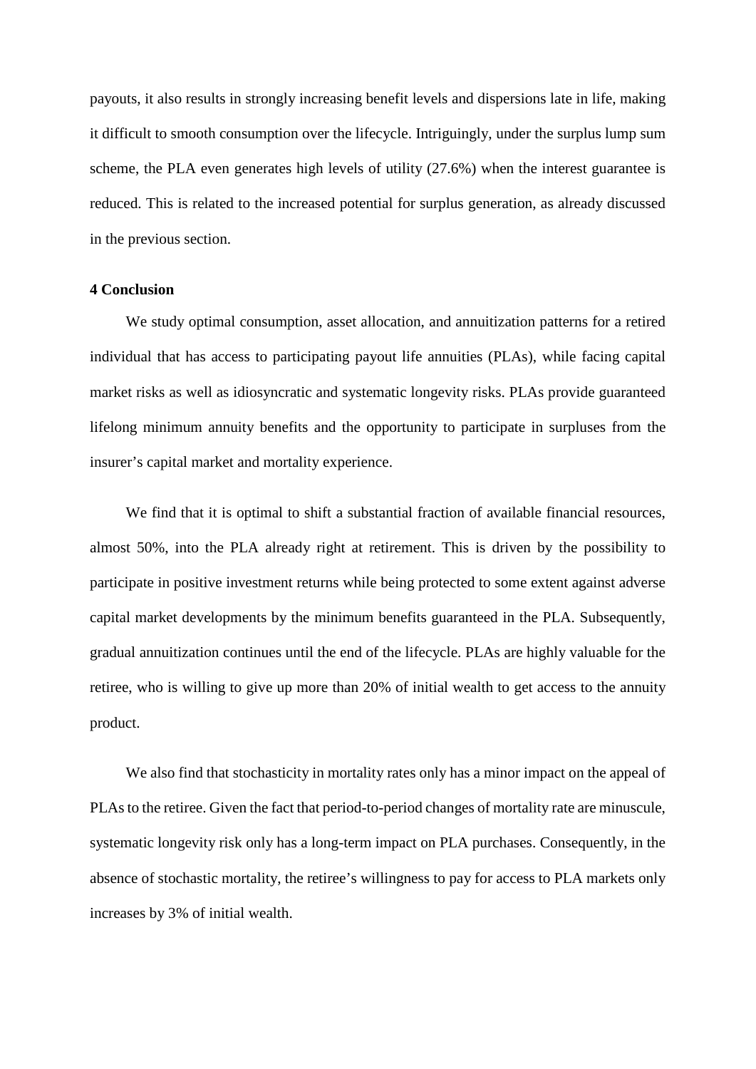payouts, it also results in strongly increasing benefit levels and dispersions late in life, making it difficult to smooth consumption over the lifecycle. Intriguingly, under the surplus lump sum scheme, the PLA even generates high levels of utility (27.6%) when the interest guarantee is reduced. This is related to the increased potential for surplus generation, as already discussed in the previous section.

## 4 Conclusion

We study optimal consumption, asset allocation, and annuitization patterns for a retired individual that has access to participating payout life annuities (PLAs), while facing capital market risks as well as idiosyncratic and systematic longevity risks. PLAs provide guaranteed lifelong minimum annuity benefits and the opportunity to participate in surpluses from the insurer's capital market and mortality experience.

We find that it is optimal to shift a substantial fraction of available financial resources, almost 50%, into the PLA already right at retirement. This is driven by the possibility to participate in positive investment returns while being protected to some extent against adverse capital market developments by the minimum benefits guaranteed in the PLA. Subsequently, gradual annuitization continues until the end of the lifecycle. PLAs are highly valuable for the retiree, who is willing to give up more than 20% of initial wealth to get access to the annuity product.

We also find that stochasticity in mortality rates only has a minor impact on the appeal of PLAs to the retiree. Given the fact that period-to-period changes of mortality rate are minuscule, systematic longevity risk only has a long-term impact on PLA purchases. Consequently, in the absence of stochastic mortality, the retiree's willingness to pay for access to PLA markets only increases by 3% of initial wealth.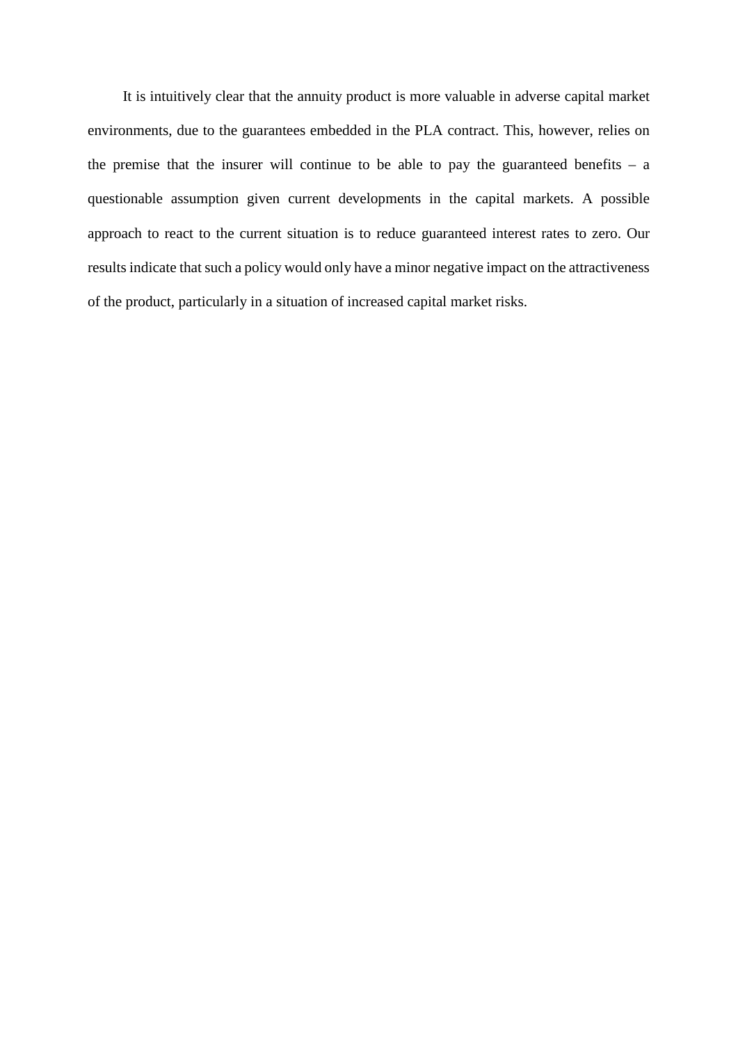It is intuitively clear that the annuity product is more valuable in adverse capital market environments, due to the guarantees embedded in the PLA contract. This, however, relies on the premise that the insurer will continue to be able to pay the guaranteed benefits – a questionable assumption given current developments in the capital markets. A possible approach to react to the current situation is to reduce guaranteed interest rates to zero. Our results indicate that such a policy would only have a minor negative impact on the attractiveness of the product, particularly in a situation of increased capital market risks.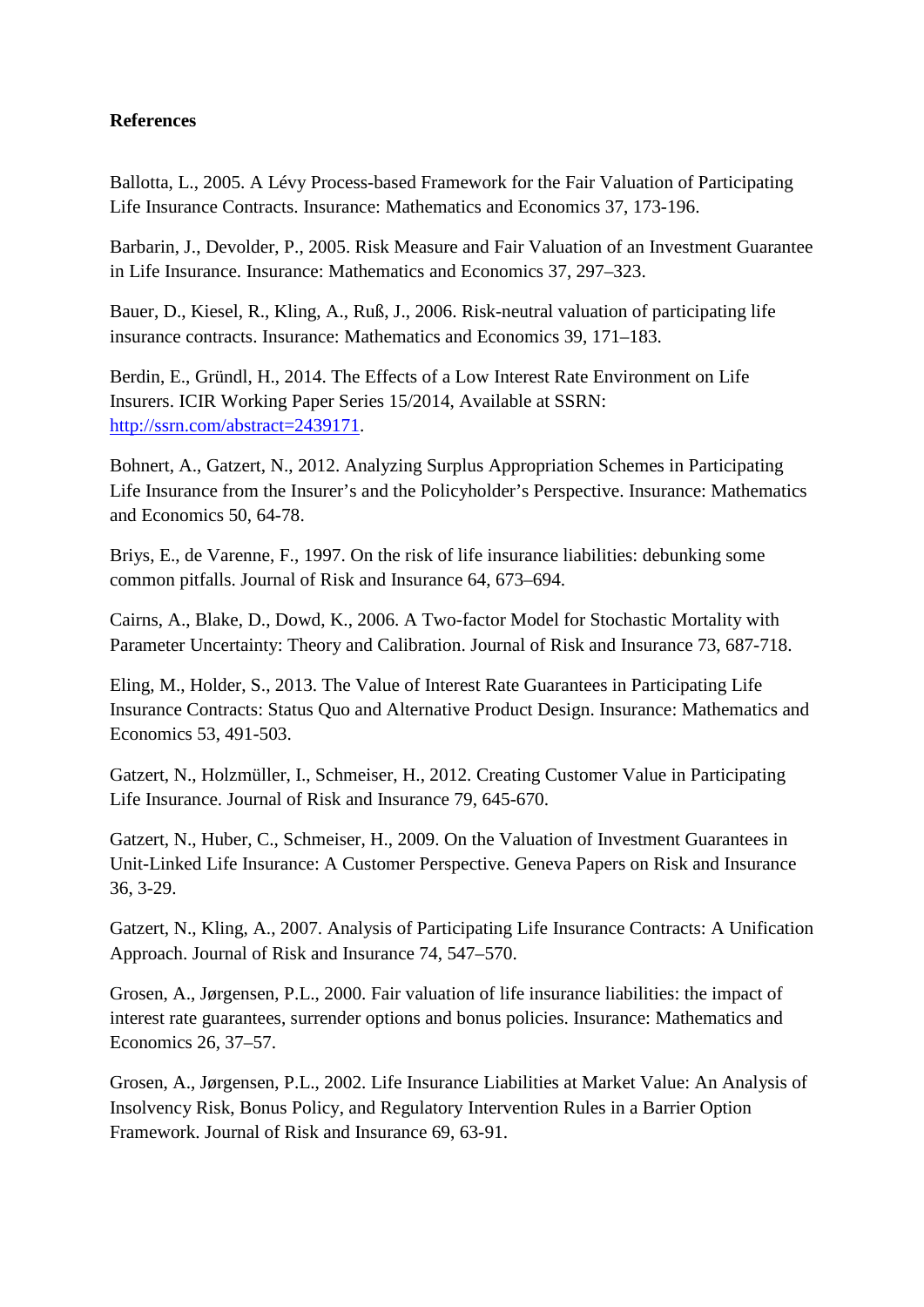**References**

Ballotta, L., 2005. A Lévy Process-based Framework for the Fair Valuation of Participating Life Insurance Contracts. Insurance: Mathematics and Economics 37, 173-196.

Barbarin, J., Devolder, P., 2005. Risk Measure and Fair Valuation of an Investment Guarantee in Life Insurance. Insurance: Mathematics and Economics 37, 297–323.

Bauer, D., Kiesel, R., Kling, A., Ruß, J., 2006. Risk-neutral valuation of participating life insurance contracts. Insurance: Mathematics and Economics 39, 171–183.

Berdin, E., Gründl, H., 2014. The Effects of a Low Interest Rate Environment on Life Insurers. ICIR Working Paper Series 15/2014, Available at SSRN: http://ssrn.com/abstract=2439171.

Bohnert, A., Gatzert, N., 2012. Analyzing Surplus Appropriation Schemes in Participating Life Insurance from the Insurer's and the Policyholder's Perspective. Insurance: Mathematics and Economics 50, 64-78.

Briys, E., de Varenne, F., 1997. On the risk of life insurance liabilities: debunking some common pitfalls. Journal of Risk and Insurance 64, 673–694.

Cairns, A., Blake, D., Dowd, K., 2006. A Two-factor Model for Stochastic Mortality with Parameter Uncertainty: Theory and Calibration. Journal of Risk and Insurance 73, 687-718.

Eling, M., Holder, S., 2013. The Value of Interest Rate Guarantees in Participating Life Insurance Contracts: Status Quo and Alternative Product Design. Insurance: Mathematics and Economics 53, 491-503.

Gatzert, N., Holzmüller, I., Schmeiser, H., 2012. Creating Customer Value in Participating Life Insurance. Journal of Risk and Insurance 79, 645-670.

Gatzert, N., Huber, C., Schmeiser, H., 2009. On the Valuation of Investment Guarantees in Unit-Linked Life Insurance: A Customer Perspective. Geneva Papers on Risk and Insurance 36, 3-29.

Gatzert, N., Kling, A., 2007. Analysis of Participating Life Insurance Contracts: A Unification Approach. Journal of Risk and Insurance 74, 547–570.

Grosen, A., Jørgensen, P.L., 2000. Fair valuation of life insurance liabilities: the impact of interest rate guarantees, surrender options and bonus policies. Insurance: Mathematics and Economics 26, 37–57.

Grosen, A., Jørgensen, P.L., 2002. Life Insurance Liabilities at Market Value: An Analysis of Insolvency Risk, Bonus Policy, and Regulatory Intervention Rules in a Barrier Option Framework. Journal of Risk and Insurance 69, 63-91.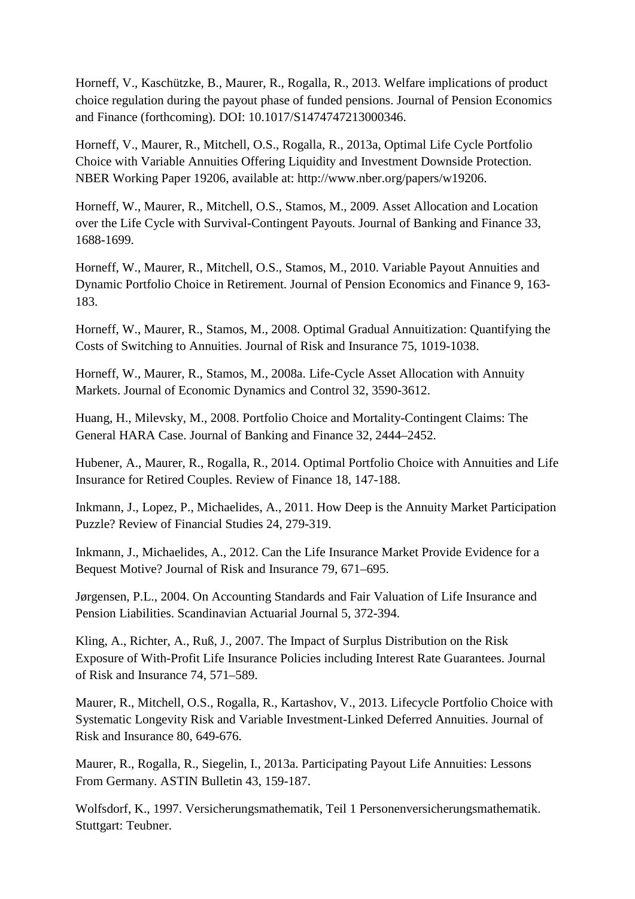Horneff, V., Kaschützke, B., Maurer, R., Rogalla, R., 2013. Welfare implications of product choice regulation during the payout phase of funded pensions. Journal of Pension Economics and Finance (forthcoming). DOI: 10.1017/S1474747213000346.

Horneff, V., Maurer, R., Mitchell, O.S., Rogalla, R., 2013a, Optimal Life Cycle Portfolio Choice with Variable Annuities Offering Liquidity and Investment Downside Protection. NBER Working Paper 19206, available at: http://www.nber.org/papers/w19206.

Horneff, W., Maurer, R., Mitchell, O.S., Stamos, M., 2009. Asset Allocation and Location over the Life Cycle with Survival-Contingent Payouts. Journal of Banking and Finance 33, 1688-1699.

Horneff, W., Maurer, R., Mitchell, O.S., Stamos, M., 2010. Variable Payout Annuities and Dynamic Portfolio Choice in Retirement. Journal of Pension Economics and Finance 9, 163-183.

Horneff, W., Maurer, R., Stamos, M., 2008. Optimal Gradual Annuitization: Quantifying the Costs of Switching to Annuities. Journal of Risk and Insurance 75, 1019-1038.

Horneff, W., Maurer, R., Stamos, M., 2008a. Life-Cycle Asset Allocation with Annuity Markets. Journal of Economic Dynamics and Control 32, 3590-3612.

Huang, H., Milevsky, M., 2008. Portfolio Choice and Mortality-Contingent Claims: The General HARA Case. Journal of Banking and Finance 32, 2444–2452.

Hubener, A., Maurer, R., Rogalla, R., 2014. Optimal Portfolio Choice with Annuities and Life Insurance for Retired Couples. Review of Finance 18, 147-188.

Inkmann, J., Lopez, P., Michaelides, A., 2011. How Deep is the Annuity Market Participation Puzzle? Review of Financial Studies 24, 279-319.

Inkmann, J., Michaelides, A., 2012. Can the Life Insurance Market Provide Evidence for a Bequest Motive? Journal of Risk and Insurance 79, 671–695.

Jørgensen, P.L., 2004. On Accounting Standards and Fair Valuation of Life Insurance and Pension Liabilities. Scandinavian Actuarial Journal 5, 372-394.

Kling, A., Richter, A., Ruß, J., 2007. The Impact of Surplus Distribution on the Risk Exposure of With-Profit Life Insurance Policies including Interest Rate Guarantees. Journal of Risk and Insurance 74, 571–589.

Maurer, R., Mitchell, O.S., Rogalla, R., Kartashov, V., 2013. Lifecycle Portfolio Choice with Systematic Longevity Risk and Variable Investment-Linked Deferred Annuities. Journal of Risk and Insurance 80, 649-676.

Maurer, R., Rogalla, R., Siegelin, I., 2013a. Participating Payout Life Annuities: Lessons From Germany. ASTIN Bulletin 43, 159-187.

Wolfsdorf, K., 1997. Versicherungsmathematik, Teil 1 Personenversicherungsmathematik. Stuttgart: Teubner.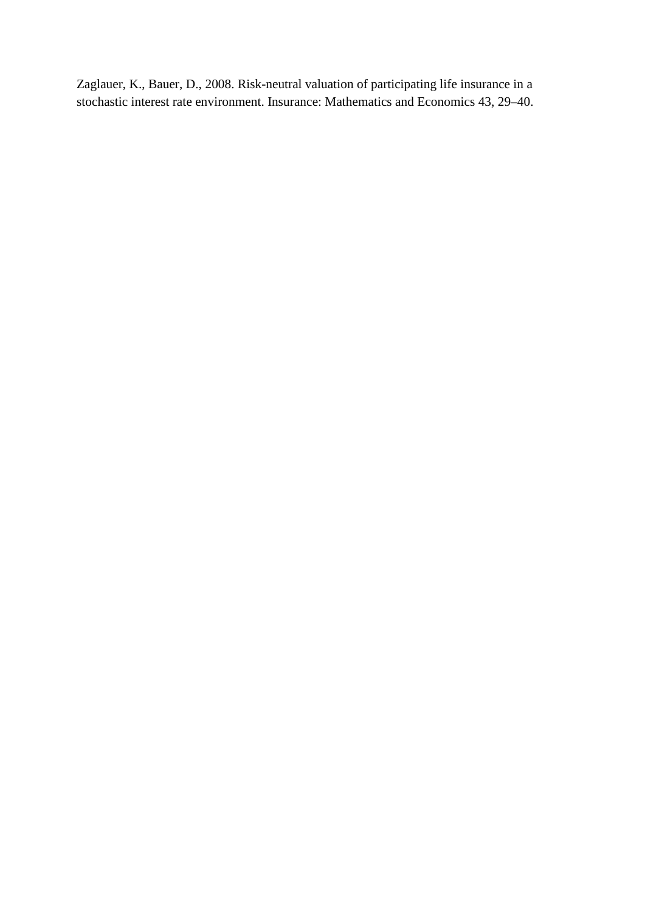Zaglauer, K., Bauer, D., 2008. Risk-neutral valuation of participating life insurance in a stochastic interest rate environment. Insurance: Mathematics and Economics 43, 29–40.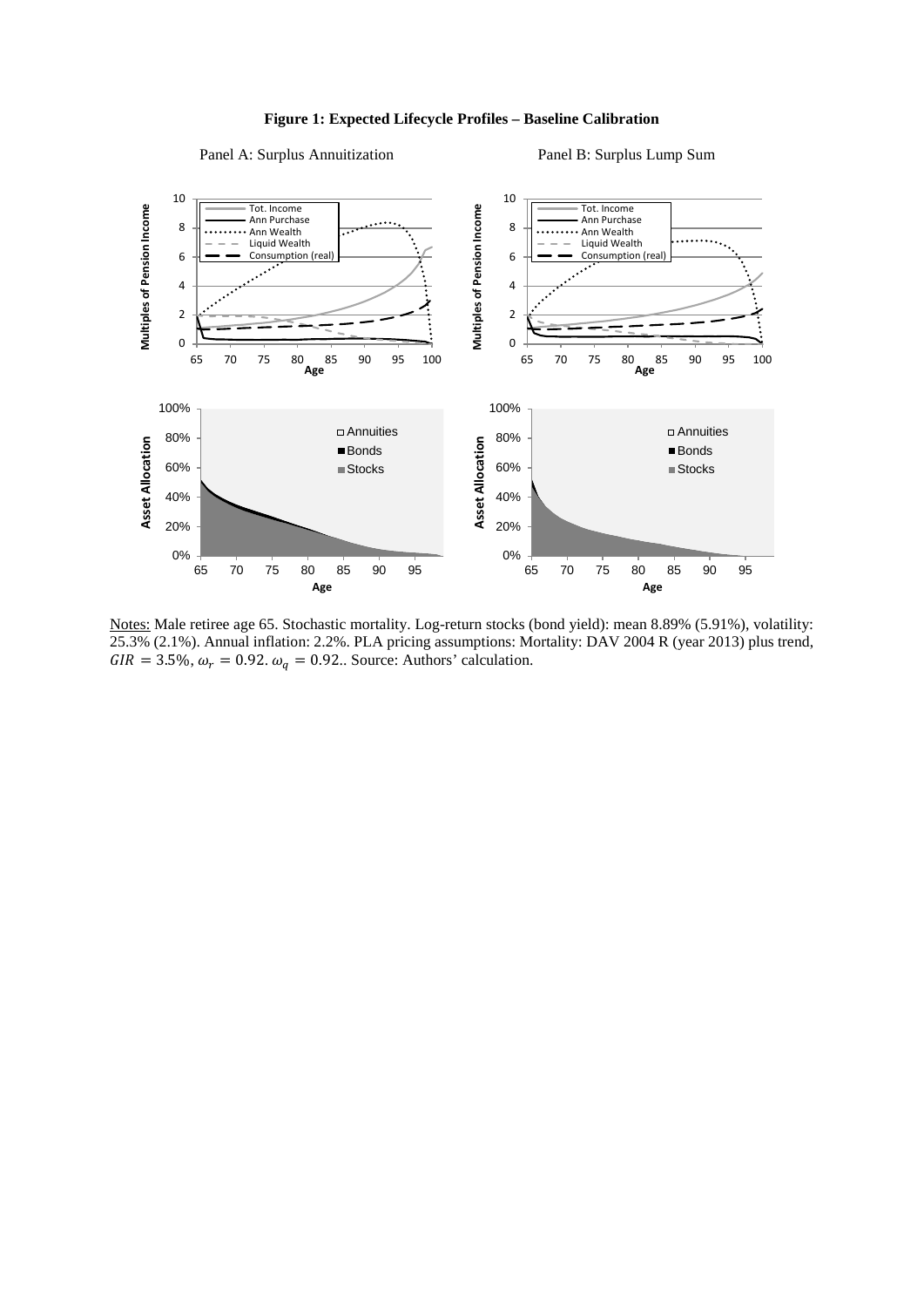**Figure 1: Expected Lifecycle Profiles – Baseline Calibration**

Panel A: Surplus Annuitization

Panel B: Surplus Lump Sum

Notes: Male retiree age 65. Stochastic mortality. Log-return stocks (bond yield): mean 8.89% (5.91%), volatility: 25.3% (2.1%). Annual inflation: 2.2%. PLA pricing assumptions: Mortality: DAV 2004 R (year 2013) plus trend, $GIR = 3.5\%$, $\omega_r = 0.92$. $\omega_q = 0.92$.. Source: Authors' calculation.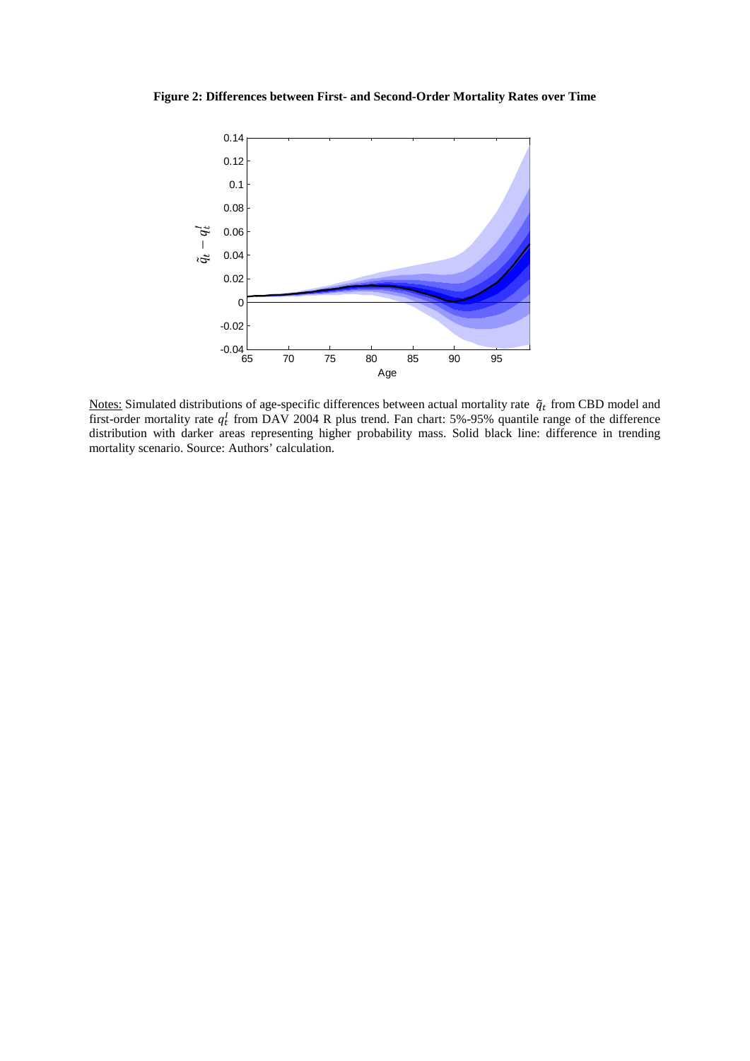**Figure 2: Differences between First- and Second-Order Mortality Rates over Time**

Notes: Simulated distributions of age-specific differences between actual mortality rate $\tilde{q}_t$ from CBD model and first-order mortality rate $q_t^I$ from DAV 2004 R plus trend. Fan chart: 5%-95% quantile range of the difference distribution with darker areas representing higher probability mass. Solid black line: difference in trending mortality scenario. Source: Authors' calculation.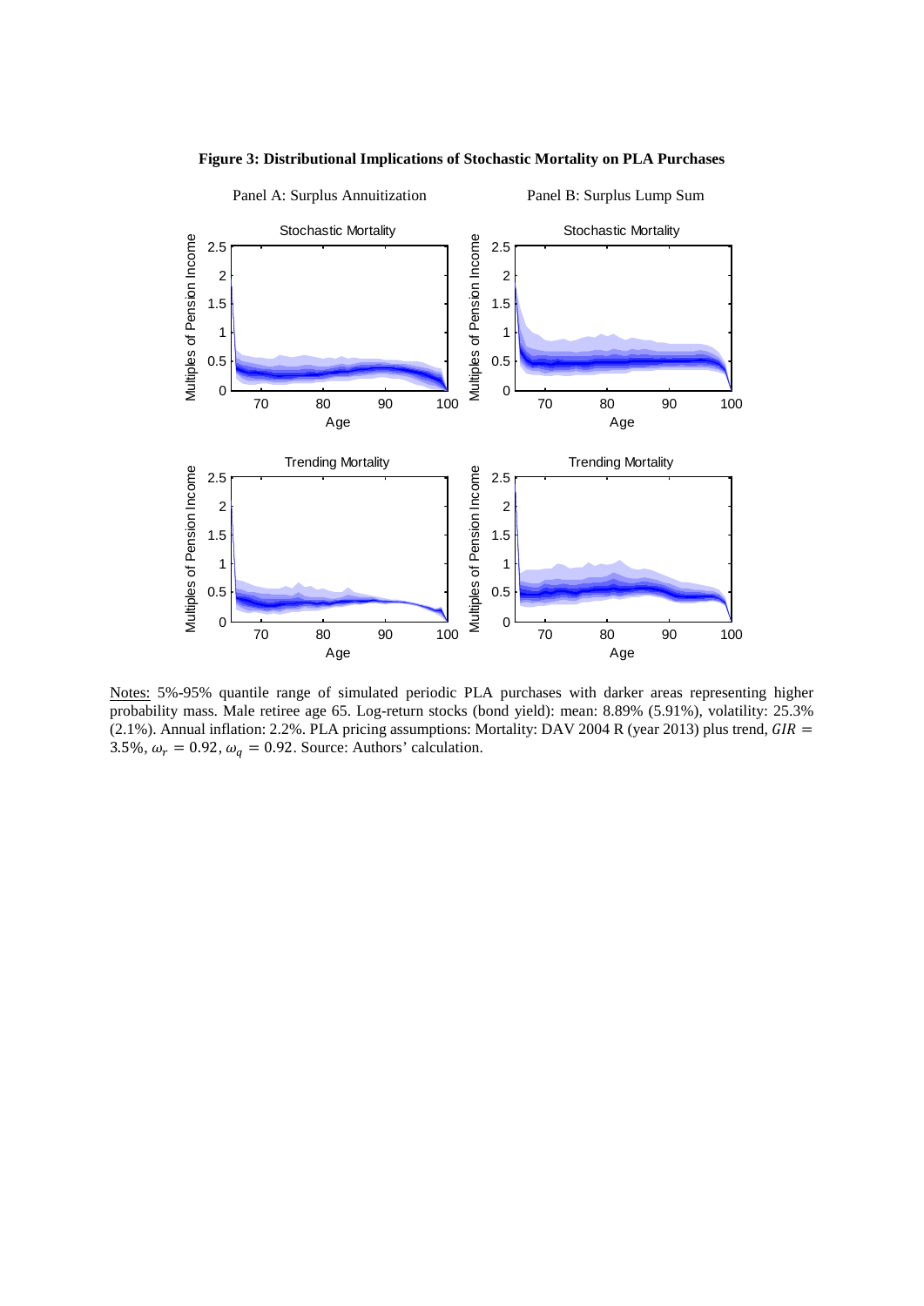**Figure 3: Distributional Implications of Stochastic Mortality on PLA Purchases**

Panel A: Surplus Annuitization

Panel B: Surplus Lump Sum

Notes: 5%-95% quantile range of simulated periodic PLA purchases with darker areas representing higher probability mass. Male retiree age 65. Log-return stocks (bond yield): mean: 8.89% (5.91%), volatility: 25.3% (2.1%). Annual inflation: 2.2%. PLA pricing assumptions: Mortality: DAV 2004 R (year 2013) plus trend, $GIR = 3.5\%$, $\omega_r = 0.92$, $\omega_q = 0.92$. Source: Authors' calculation.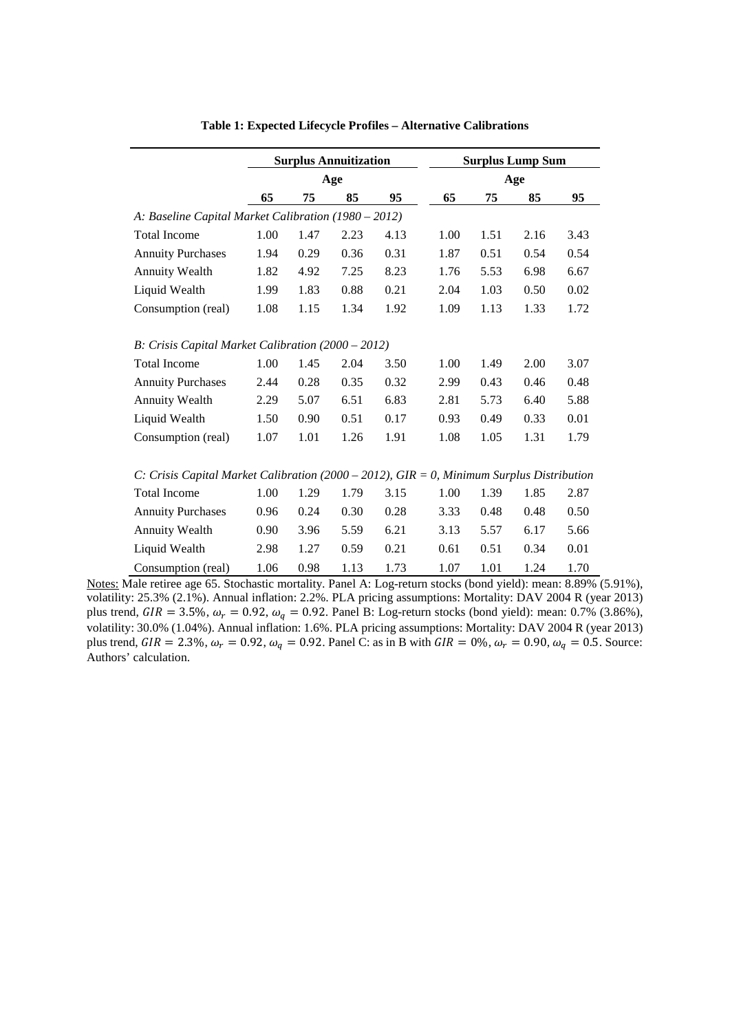**Table 1: Expected Lifecycle Profiles – Alternative Calibrations**

| | Surplus Annuitization | | | | Surplus Lump Sum | | | |
|---|---|---|---|---|---|---|---|---|
| | Age | | | | Age | | | |
| | **65** | **75** | **85** | **95** | **65** | **75** | **85** | **95** |
| *A: Baseline Capital Market Calibration (1980 – 2012)* | | | | | | | | |
| Total Income | 1.00 | 1.47 | 2.23 | 4.13 | 1.00 | 1.51 | 2.16 | 3.43 |
| Annuity Purchases | 1.94 | 0.29 | 0.36 | 0.31 | 1.87 | 0.51 | 0.54 | 0.54 |
| Annuity Wealth | 1.82 | 4.92 | 7.25 | 8.23 | 1.76 | 5.53 | 6.98 | 6.67 |
| Liquid Wealth | 1.99 | 1.83 | 0.88 | 0.21 | 2.04 | 1.03 | 0.50 | 0.02 |
| Consumption (real) | 1.08 | 1.15 | 1.34 | 1.92 | 1.09 | 1.13 | 1.33 | 1.72 |
| *B: Crisis Capital Market Calibration (2000 – 2012)* | | | | | | | | |
| Total Income | 1.00 | 1.45 | 2.04 | 3.50 | 1.00 | 1.49 | 2.00 | 3.07 |
| Annuity Purchases | 2.44 | 0.28 | 0.35 | 0.32 | 2.99 | 0.43 | 0.46 | 0.48 |
| Annuity Wealth | 2.29 | 5.07 | 6.51 | 6.83 | 2.81 | 5.73 | 6.40 | 5.88 |
| Liquid Wealth | 1.50 | 0.90 | 0.51 | 0.17 | 0.93 | 0.49 | 0.33 | 0.01 |
| Consumption (real) | 1.07 | 1.01 | 1.26 | 1.91 | 1.08 | 1.05 | 1.31 | 1.79 |
| *C: Crisis Capital Market Calibration (2000 – 2012), GIR = 0, Minimum Surplus Distribution* | | | | | | | | |
| Total Income | 1.00 | 1.29 | 1.79 | 3.15 | 1.00 | 1.39 | 1.85 | 2.87 |
| Annuity Purchases | 0.96 | 0.24 | 0.30 | 0.28 | 3.33 | 0.48 | 0.48 | 0.50 |
| Annuity Wealth | 0.90 | 3.96 | 5.59 | 6.21 | 3.13 | 5.57 | 6.17 | 5.66 |
| Liquid Wealth | 2.98 | 1.27 | 0.59 | 0.21 | 0.61 | 0.51 | 0.34 | 0.01 |
| Consumption (real) | 1.06 | 0.98 | 1.13 | 1.73 | 1.07 | 1.01 | 1.24 | 1.70 |

Notes: Male retiree age 65. Stochastic mortality. Panel A: Log-return stocks (bond yield): mean: 8.89% (5.91%), volatility: 25.3% (2.1%). Annual inflation: 2.2%. PLA pricing assumptions: Mortality: DAV 2004 R (year 2013) plus trend, $GIR = 3.5\%$, $\omega_r = 0.92$, $\omega_q = 0.92$. Panel B: Log-return stocks (bond yield): mean: 0.7% (3.86%), volatility: 30.0% (1.04%). Annual inflation: 1.6%. PLA pricing assumptions: Mortality: DAV 2004 R (year 2013) plus trend, $GIR = 2.3\%$, $\omega_r = 0.92$, $\omega_q = 0.92$. Panel C: as in B with $GIR = 0\%$, $\omega_r = 0.90$, $\omega_q = 0.5$. Source: Authors' calculation.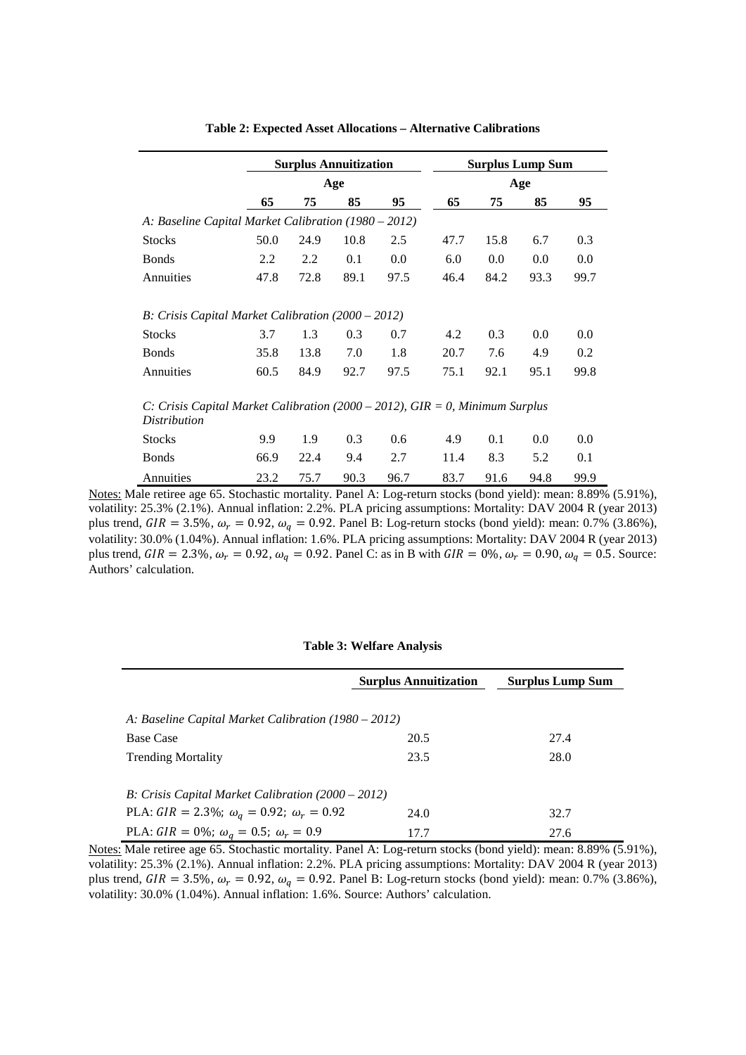**Table 2: Expected Asset Allocations – Alternative Calibrations**

| | Surplus Annuitization | | | | Surplus Lump Sum | | | |
|---|---|---|---|---|---|---|---|---|
| | Age | | | | Age | | | |
| | 65 | 75 | 85 | 95 | 65 | 75 | 85 | 95 |
| *A: Baseline Capital Market Calibration (1980 – 2012)* | | | | | | | | |
| Stocks | 50.0 | 24.9 | 10.8 | 2.5 | 47.7 | 15.8 | 6.7 | 0.3 |
| Bonds | 2.2 | 2.2 | 0.1 | 0.0 | 6.0 | 0.0 | 0.0 | 0.0 |
| Annuities | 47.8 | 72.8 | 89.1 | 97.5 | 46.4 | 84.2 | 93.3 | 99.7 |
| *B: Crisis Capital Market Calibration (2000 – 2012)* | | | | | | | | |
| Stocks | 3.7 | 1.3 | 0.3 | 0.7 | 4.2 | 0.3 | 0.0 | 0.0 |
| Bonds | 35.8 | 13.8 | 7.0 | 1.8 | 20.7 | 7.6 | 4.9 | 0.2 |
| Annuities | 60.5 | 84.9 | 92.7 | 97.5 | 75.1 | 92.1 | 95.1 | 99.8 |
| *C: Crisis Capital Market Calibration (2000 – 2012), GIR = 0, Minimum Surplus Distribution* | | | | | | | | |
| Stocks | 9.9 | 1.9 | 0.3 | 0.6 | 4.9 | 0.1 | 0.0 | 0.0 |
| Bonds | 66.9 | 22.4 | 9.4 | 2.7 | 11.4 | 8.3 | 5.2 | 0.1 |
| Annuities | 23.2 | 75.7 | 90.3 | 96.7 | 83.7 | 91.6 | 94.8 | 99.9 |

Notes: Male retiree age 65. Stochastic mortality. Panel A: Log-return stocks (bond yield): mean: 8.89% (5.91%), volatility: 25.3% (2.1%). Annual inflation: 2.2%. PLA pricing assumptions: Mortality: DAV 2004 R (year 2013) plus trend, $GIR = 3.5\%$, $\omega_r = 0.92$, $\omega_q = 0.92$. Panel B: Log-return stocks (bond yield): mean: 0.7% (3.86%), volatility: 30.0% (1.04%). Annual inflation: 1.6%. PLA pricing assumptions: Mortality: DAV 2004 R (year 2013) plus trend, $GIR = 2.3\%$, $\omega_r = 0.92$, $\omega_q = 0.92$. Panel C: as in B with $GIR = 0\%$, $\omega_r = 0.90$, $\omega_q = 0.5$. Source: Authors' calculation.

**Table 3: Welfare Analysis**

| | Surplus Annuitization | Surplus Lump Sum |
|---|---|---|
| *A: Baseline Capital Market Calibration (1980 – 2012)* | | |
| Base Case | 20.5 | 27.4 |
| Trending Mortality | 23.5 | 28.0 |
| *B: Crisis Capital Market Calibration (2000 – 2012)* | | |
| PLA: $GIR = 2.3\%$; $\omega_q = 0.92$; $\omega_r = 0.92$ | 24.0 | 32.7 |
| PLA: $GIR = 0\%$; $\omega_q = 0.5$; $\omega_r = 0.9$ | 17.7 | 27.6 |

Notes: Male retiree age 65. Stochastic mortality. Panel A: Log-return stocks (bond yield): mean: 8.89% (5.91%), volatility: 25.3% (2.1%). Annual inflation: 2.2%. PLA pricing assumptions: Mortality: DAV 2004 R (year 2013) plus trend, $GIR = 3.5\%$, $\omega_r = 0.92$, $\omega_q = 0.92$. Panel B: Log-return stocks (bond yield): mean: 0.7% (3.86%), volatility: 30.0% (1.04%). Annual inflation: 1.6%. Source: Authors' calculation.